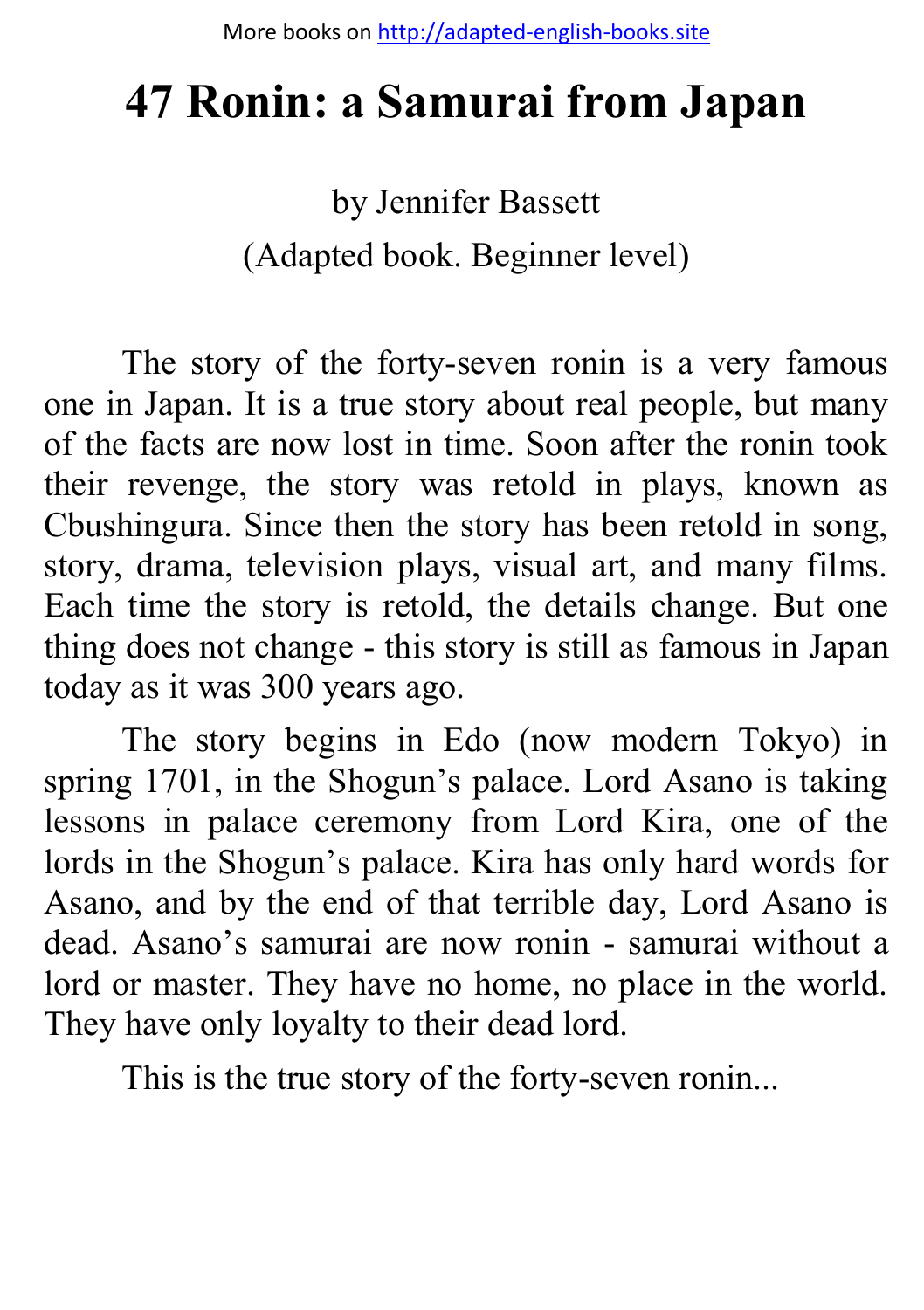# 47 Ronin: a Samurai from Japan

by Jennifer Bassett

(Adapted book. Beginner level)

The story of the forty-seven ronin is a very famous one in Japan. It is a true story about real people, but many of the facts are now lost in time. Soon after the ronin took their revenge, the story was retold in plays, known as Cbushingura. Since then the story has been retold in song, story, drama, television plays, visual art, and many films. Each time the story is retold, the details change. But one thing does not change - this story is still as famous in Japan today as it was 300 years ago.

The story begins in Edo (now modern Tokyo) in spring 1701, in the Shogun's palace. Lord Asano is taking lessons in palace ceremony from Lord Kira, one of the lords in the Shogun's palace. Kira has only hard words for Asano, and by the end of that terrible day, Lord Asano is dead. Asano's samurai are now ronin - samurai without a lord or master. They have no home, no place in the world. They have only loyalty to their dead lord.

This is the true story of the forty-seven ronin...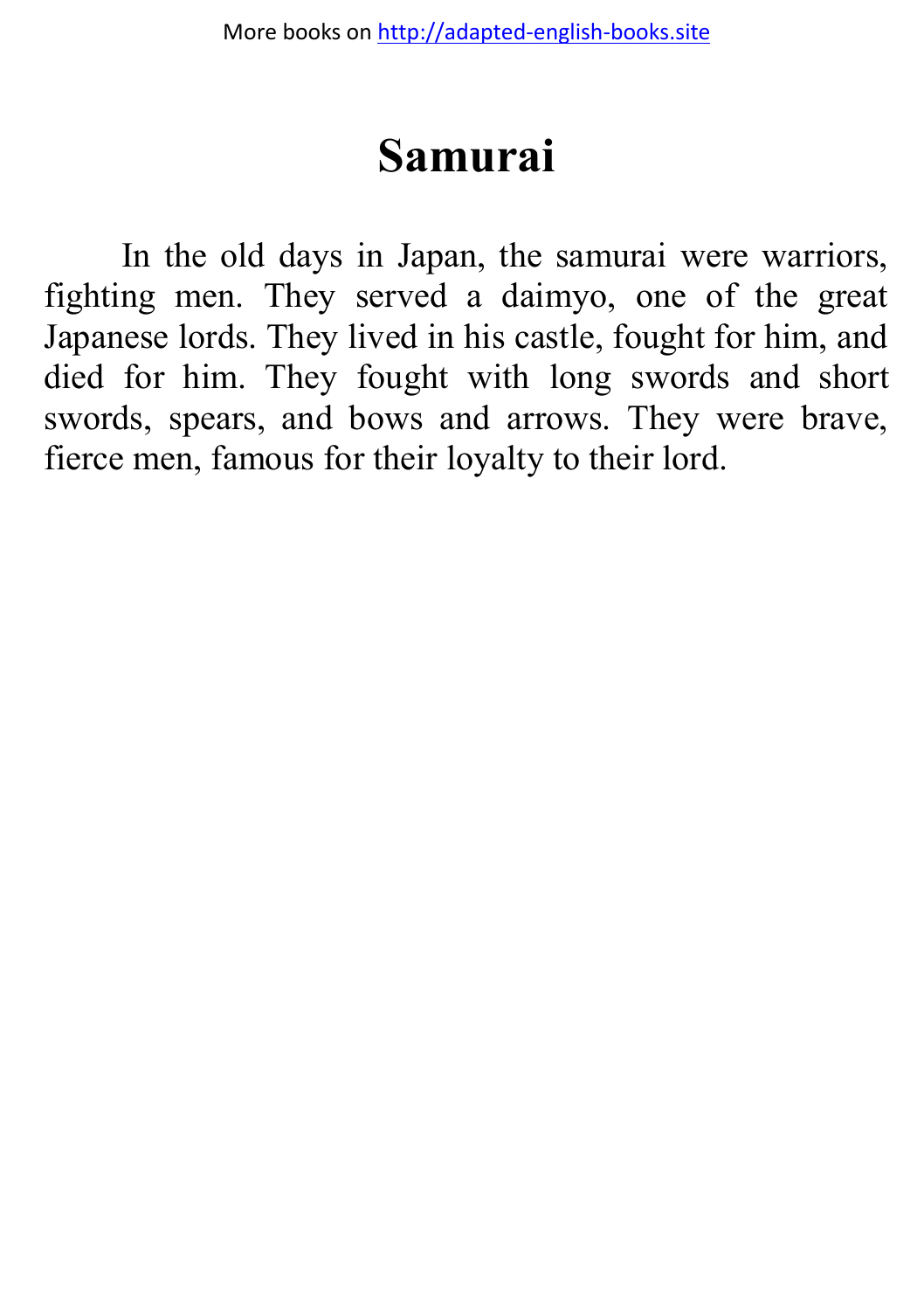# Samurai

In the old days in Japan, the samurai were warriors, fighting men. They served a daimyo, one of the great Japanese lords. They lived in his castle, fought for him, and died for him. They fought with long swords and short swords, spears, and bows and arrows. They were brave, fierce men, famous for their loyalty to their lord.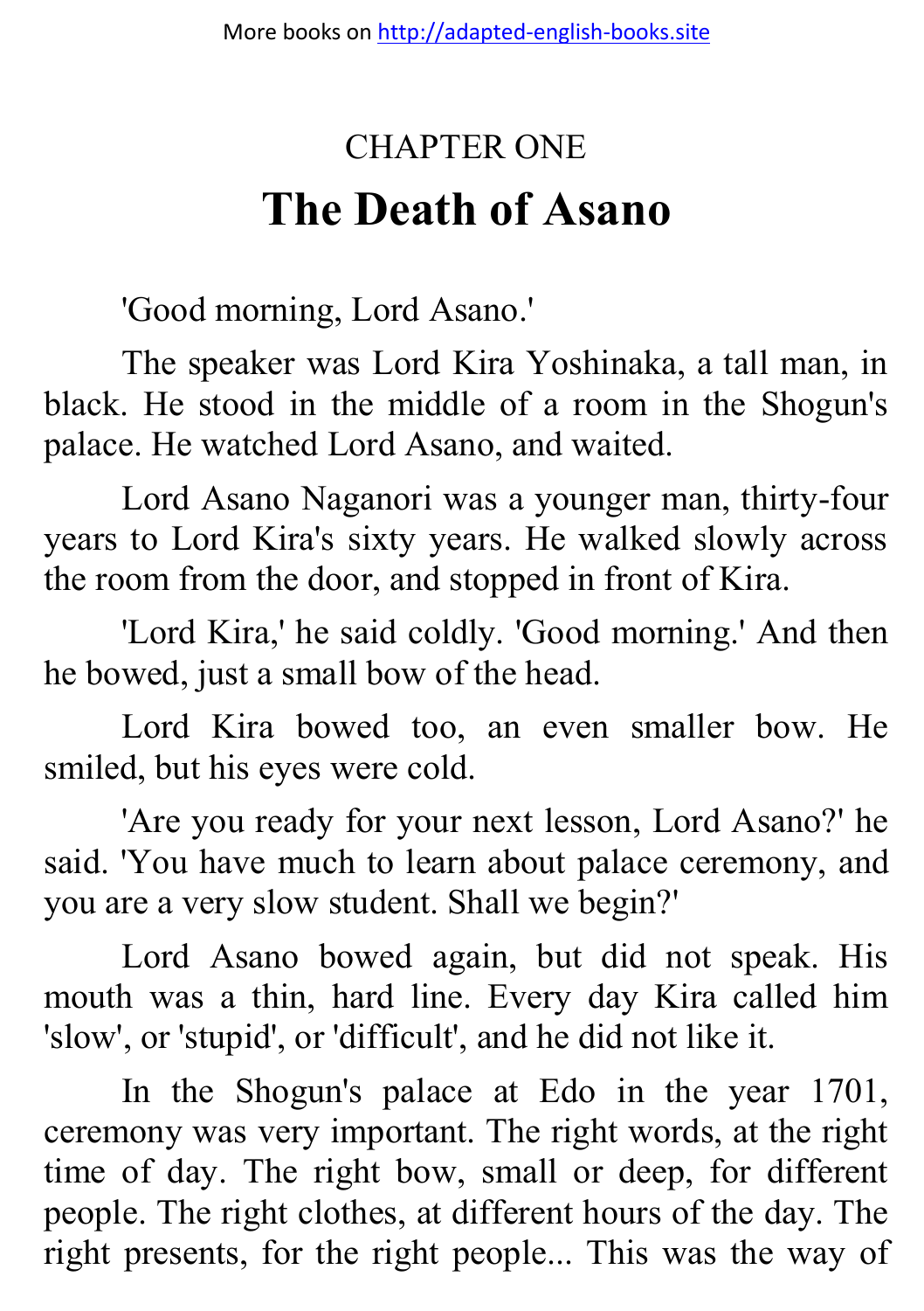# CHAPTER ONE

# The Death of Asano

'Good morning, Lord Asano.'

The speaker was Lord Kira Yoshinaka, a tall man, in black. He stood in the middle of a room in the Shogun's palace. He watched Lord Asano, and waited.

Lord Asano Naganori was a younger man, thirty-four years to Lord Kira's sixty years. He walked slowly across the room from the door, and stopped in front of Kira.

'Lord Kira,' he said coldly. 'Good morning.' And then he bowed, just a small bow of the head.

Lord Kira bowed too, an even smaller bow. He smiled, but his eyes were cold.

'Are you ready for your next lesson, Lord Asano?' he said. 'You have much to learn about palace ceremony, and you are a very slow student. Shall we begin?'

Lord Asano bowed again, but did not speak. His mouth was a thin, hard line. Every day Kira called him 'slow', or 'stupid', or 'difficult', and he did not like it.

In the Shogun's palace at Edo in the year 1701, ceremony was very important. The right words, at the right time of day. The right bow, small or deep, for different people. The right clothes, at different hours of the day. The right presents, for the right people... This was the way of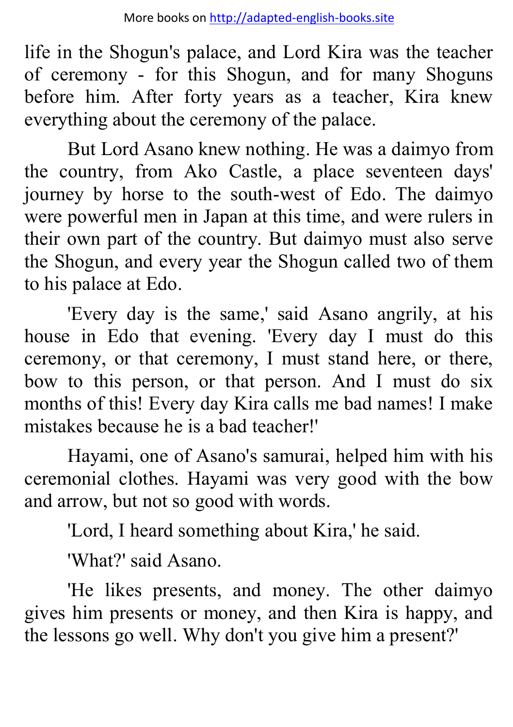life in the Shogun's palace, and Lord Kira was the teacher of ceremony - for this Shogun, and for many Shoguns before him. After forty years as a teacher, Kira knew everything about the ceremony of the palace.

But Lord Asano knew nothing. He was a daimyo from the country, from Ako Castle, a place seventeen days' journey by horse to the south-west of Edo. The daimyo were powerful men in Japan at this time, and were rulers in their own part of the country. But daimyo must also serve the Shogun, and every year the Shogun called two of them to his palace at Edo.

'Every day is the same,' said Asano angrily, at his house in Edo that evening. 'Every day I must do this ceremony, or that ceremony, I must stand here, or there, bow to this person, or that person. And I must do six months of this! Every day Kira calls me bad names! I make mistakes because he is a bad teacher!'

Hayami, one of Asano's samurai, helped him with his ceremonial clothes. Hayami was very good with the bow and arrow, but not so good with words.

'Lord, I heard something about Kira,' he said.

'What?' said Asano.

'He likes presents, and money. The other daimyo gives him presents or money, and then Kira is happy, and the lessons go well. Why don't you give him a present?'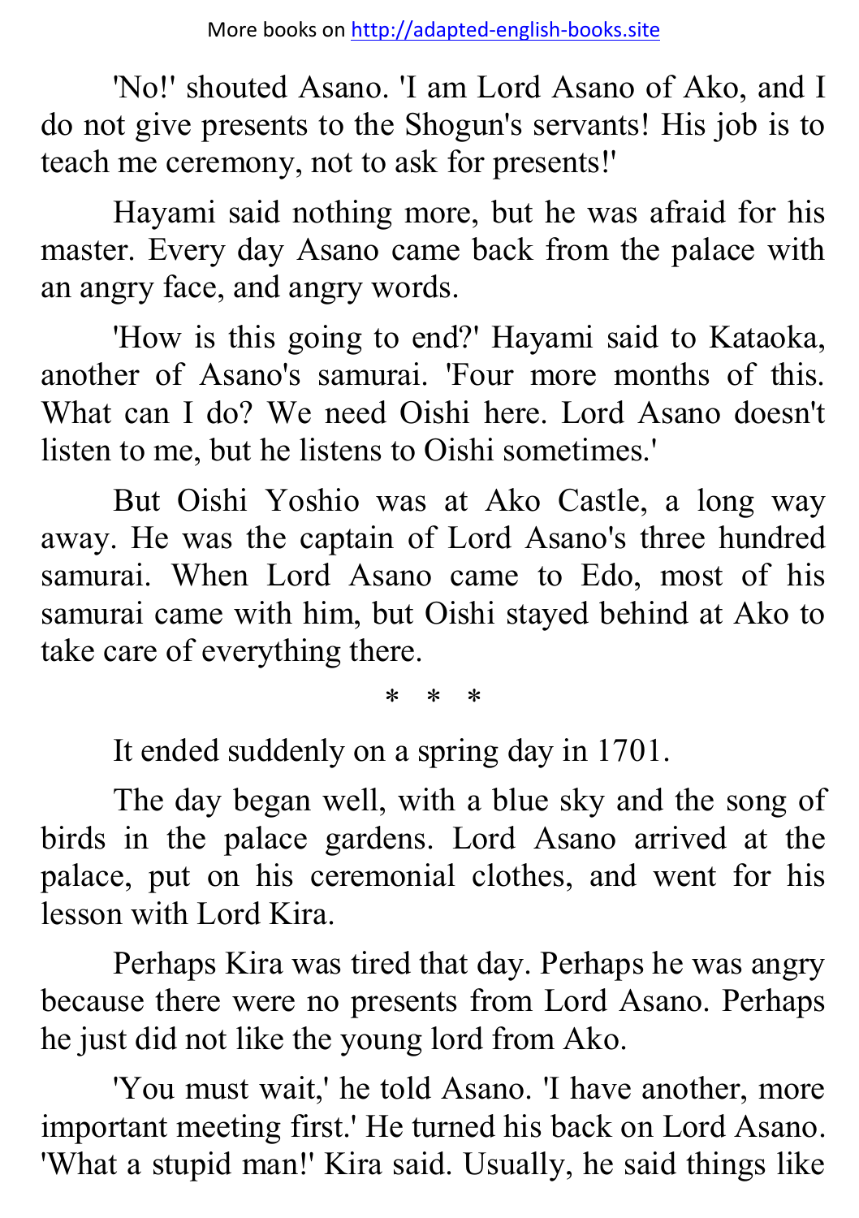'No!' shouted Asano. 'I am Lord Asano of Ako, and I do not give presents to the Shogun's servants! His job is to teach me ceremony, not to ask for presents!'

Hayami said nothing more, but he was afraid for his master. Every day Asano came back from the palace with an angry face, and angry words.

'How is this going to end?' Hayami said to Kataoka, another of Asano's samurai. 'Four more months of this. What can I do? We need Oishi here. Lord Asano doesn't listen to me, but he listens to Oishi sometimes.'

But Oishi Yoshio was at Ako Castle, a long way away. He was the captain of Lord Asano's three hundred samurai. When Lord Asano came to Edo, most of his samurai came with him, but Oishi stayed behind at Ako to take care of everything there.

\* \* \*

It ended suddenly on a spring day in 1701.

The day began well, with a blue sky and the song of birds in the palace gardens. Lord Asano arrived at the palace, put on his ceremonial clothes, and went for his lesson with Lord Kira.

Perhaps Kira was tired that day. Perhaps he was angry because there were no presents from Lord Asano. Perhaps he just did not like the young lord from Ako.

'You must wait,' he told Asano. 'I have another, more important meeting first.' He turned his back on Lord Asano. 'What a stupid man!' Kira said. Usually, he said things like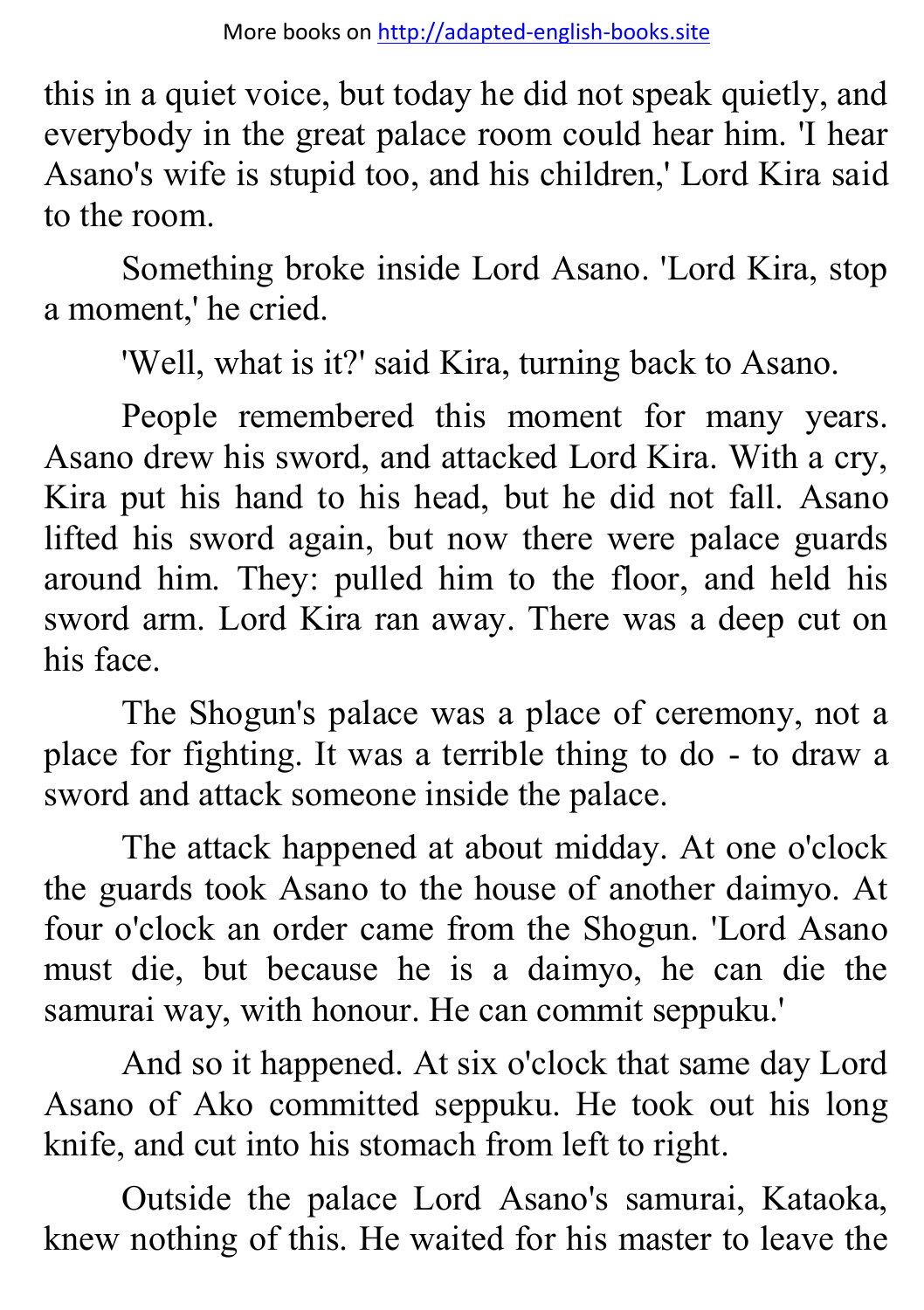this in a quiet voice, but today he did not speak quietly, and everybody in the great palace room could hear him. 'I hear Asano's wife is stupid too, and his children,' Lord Kira said to the room.

Something broke inside Lord Asano. 'Lord Kira, stop a moment,' he cried.

'Well, what is it?' said Kira, turning back to Asano.

People remembered this moment for many years. Asano drew his sword, and attacked Lord Kira. With a cry, Kira put his hand to his head, but he did not fall. Asano lifted his sword again, but now there were palace guards around him. They: pulled him to the floor, and held his sword arm. Lord Kira ran away. There was a deep cut on his face.

The Shogun's palace was a place of ceremony, not a place for fighting. It was a terrible thing to do - to draw a sword and attack someone inside the palace.

The attack happened at about midday. At one o'clock the guards took Asano to the house of another daimyo. At four o'clock an order came from the Shogun. 'Lord Asano must die, but because he is a daimyo, he can die the samurai way, with honour. He can commit seppuku.'

And so it happened. At six o'clock that same day Lord Asano of Ako committed seppuku. He took out his long knife, and cut into his stomach from left to right.

Outside the palace Lord Asano's samurai, Kataoka, knew nothing of this. He waited for his master to leave the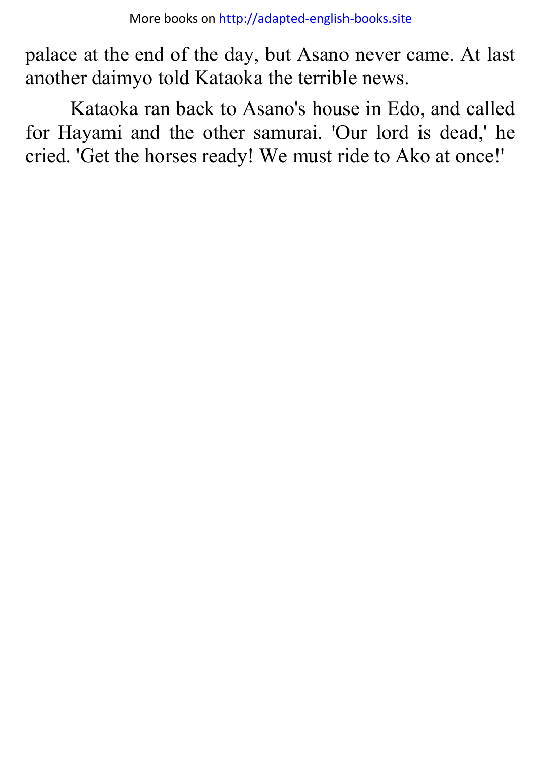palace at the end of the day, but Asano never came. At last another daimyo told Kataoka the terrible news.

Kataoka ran back to Asano's house in Edo, and called for Hayami and the other samurai. 'Our lord is dead,' he cried. 'Get the horses ready! We must ride to Ako at once!'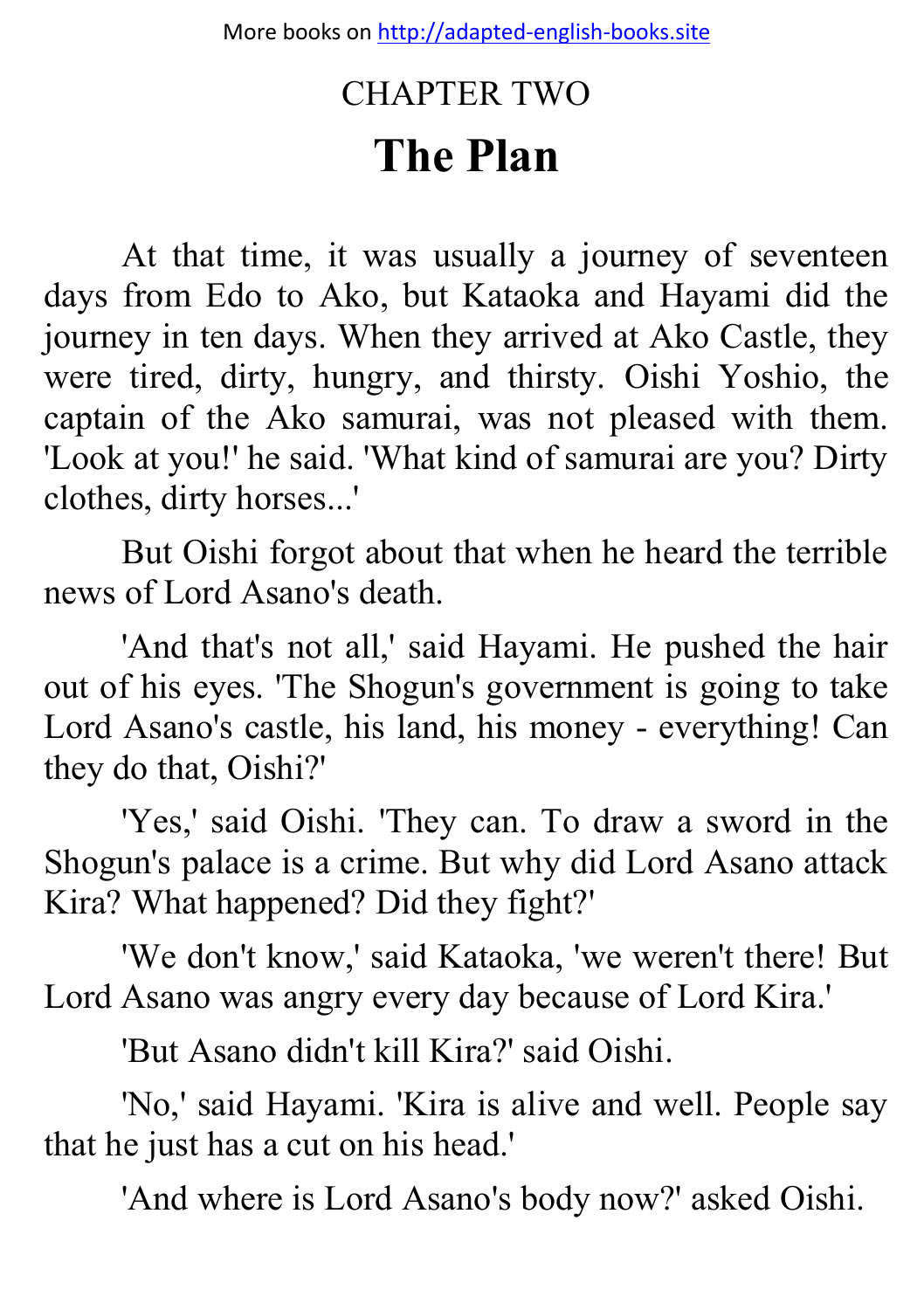# CHAPTER TWO

## The Plan

At that time, it was usually a journey of seventeen days from Edo to Ako, but Kataoka and Hayami did the journey in ten days. When they arrived at Ako Castle, they were tired, dirty, hungry, and thirsty. Oishi Yoshio, the captain of the Ako samurai, was not pleased with them. 'Look at you!' he said. 'What kind of samurai are you? Dirty clothes, dirty horses...'

But Oishi forgot about that when he heard the terrible news of Lord Asano's death.

'And that's not all,' said Hayami. He pushed the hair out of his eyes. 'The Shogun's government is going to take Lord Asano's castle, his land, his money - everything! Can they do that, Oishi?'

'Yes,' said Oishi. 'They can. To draw a sword in the Shogun's palace is a crime. But why did Lord Asano attack Kira? What happened? Did they fight?'

'We don't know,' said Kataoka, 'we weren't there! But Lord Asano was angry every day because of Lord Kira.'

'But Asano didn't kill Kira?' said Oishi.

'No,' said Hayami. 'Kira is alive and well. People say that he just has a cut on his head.'

'And where is Lord Asano's body now?' asked Oishi.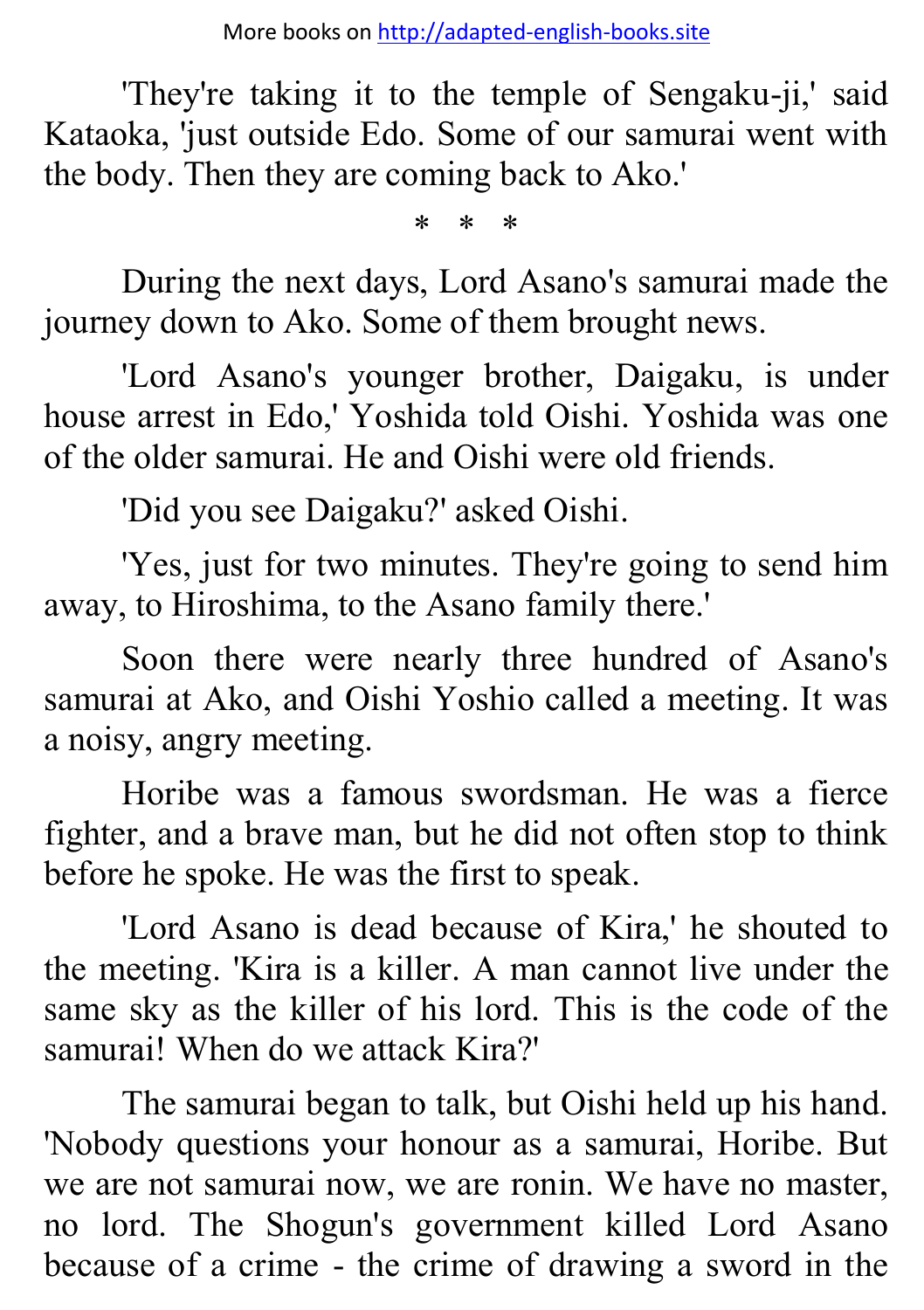'They're taking it to the temple of Sengaku-ji,' said Kataoka, 'just outside Edo. Some of our samurai went with the body. Then they are coming back to Ako.'

\* \* \*

During the next days, Lord Asano's samurai made the journey down to Ako. Some of them brought news.

'Lord Asano's younger brother, Daigaku, is under house arrest in Edo,' Yoshida told Oishi. Yoshida was one of the older samurai. He and Oishi were old friends.

'Did you see Daigaku?' asked Oishi.

'Yes, just for two minutes. They're going to send him away, to Hiroshima, to the Asano family there.'

Soon there were nearly three hundred of Asano's samurai at Ako, and Oishi Yoshio called a meeting. It was a noisy, angry meeting.

Horibe was a famous swordsman. He was a fierce fighter, and a brave man, but he did not often stop to think before he spoke. He was the first to speak.

'Lord Asano is dead because of Kira,' he shouted to the meeting. 'Kira is a killer. A man cannot live under the same sky as the killer of his lord. This is the code of the samurai! When do we attack Kira?'

The samurai began to talk, but Oishi held up his hand. 'Nobody questions your honour as a samurai, Horibe. But we are not samurai now, we are ronin. We have no master, no lord. The Shogun's government killed Lord Asano because of a crime - the crime of drawing a sword in the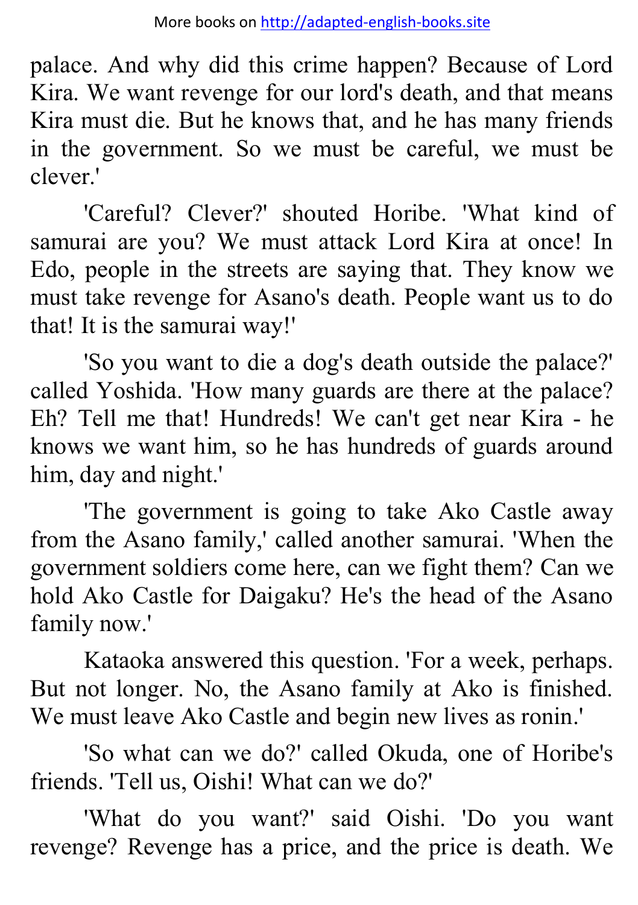palace. And why did this crime happen? Because of Lord Kira. We want revenge for our lord's death, and that means Kira must die. But he knows that, and he has many friends in the government. So we must be careful, we must be clever.'

'Careful? Clever?' shouted Horibe. 'What kind of samurai are you? We must attack Lord Kira at once! In Edo, people in the streets are saying that. They know we must take revenge for Asano's death. People want us to do that! It is the samurai way!'

'So you want to die a dog's death outside the palace?' called Yoshida. 'How many guards are there at the palace? Eh? Tell me that! Hundreds! We can't get near Kira - he knows we want him, so he has hundreds of guards around him, day and night.'

'The government is going to take Ako Castle away from the Asano family,' called another samurai. 'When the government soldiers come here, can we fight them? Can we hold Ako Castle for Daigaku? He's the head of the Asano family now.'

Kataoka answered this question. 'For a week, perhaps. But not longer. No, the Asano family at Ako is finished. We must leave Ako Castle and begin new lives as ronin.'

'So what can we do?' called Okuda, one of Horibe's friends. 'Tell us, Oishi! What can we do?'

'What do you want?' said Oishi. 'Do you want revenge? Revenge has a price, and the price is death. We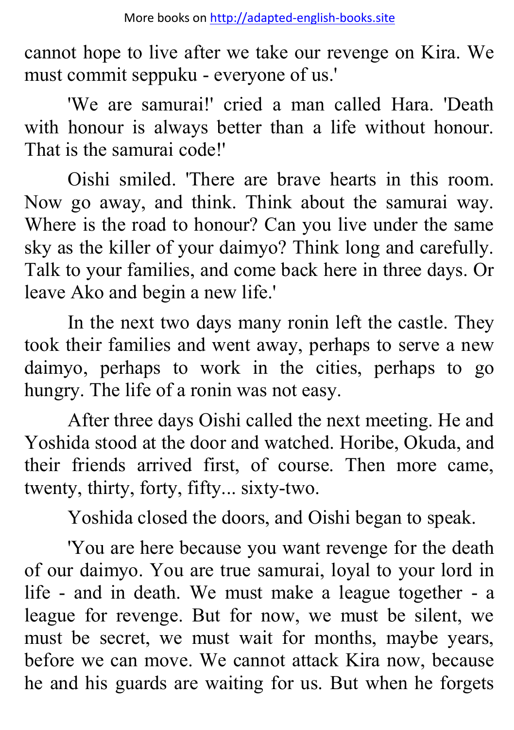cannot hope to live after we take our revenge on Kira. We must commit seppuku - everyone of us.'

'We are samurai!' cried a man called Hara. 'Death with honour is always better than a life without honour. That is the samurai code!'

Oishi smiled. 'There are brave hearts in this room. Now go away, and think. Think about the samurai way. Where is the road to honour? Can you live under the same sky as the killer of your daimyo? Think long and carefully. Talk to your families, and come back here in three days. Or leave Ako and begin a new life.'

In the next two days many ronin left the castle. They took their families and went away, perhaps to serve a new daimyo, perhaps to work in the cities, perhaps to go hungry. The life of a ronin was not easy.

After three days Oishi called the next meeting. He and Yoshida stood at the door and watched. Horibe, Okuda, and their friends arrived first, of course. Then more came, twenty, thirty, forty, fifty... sixty-two.

Yoshida closed the doors, and Oishi began to speak.

'You are here because you want revenge for the death of our daimyo. You are true samurai, loyal to your lord in life - and in death. We must make a league together - a league for revenge. But for now, we must be silent, we must be secret, we must wait for months, maybe years, before we can move. We cannot attack Kira now, because he and his guards are waiting for us. But when he forgets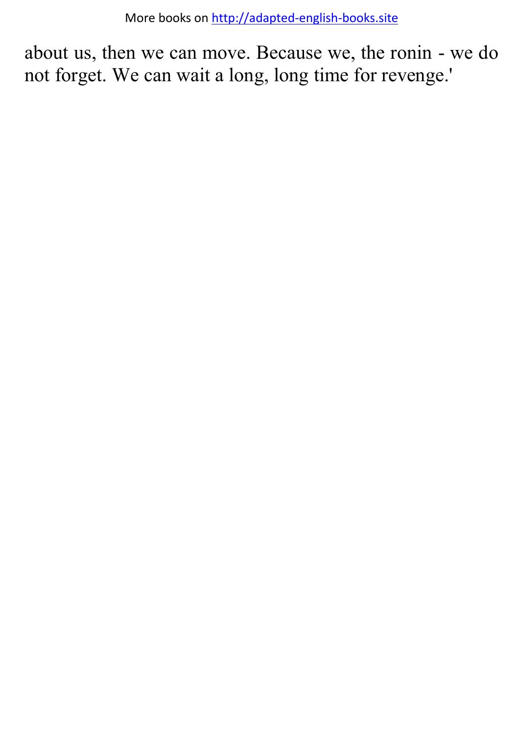about us, then we can move. Because we, the ronin - we do not forget. We can wait a long, long time for revenge.'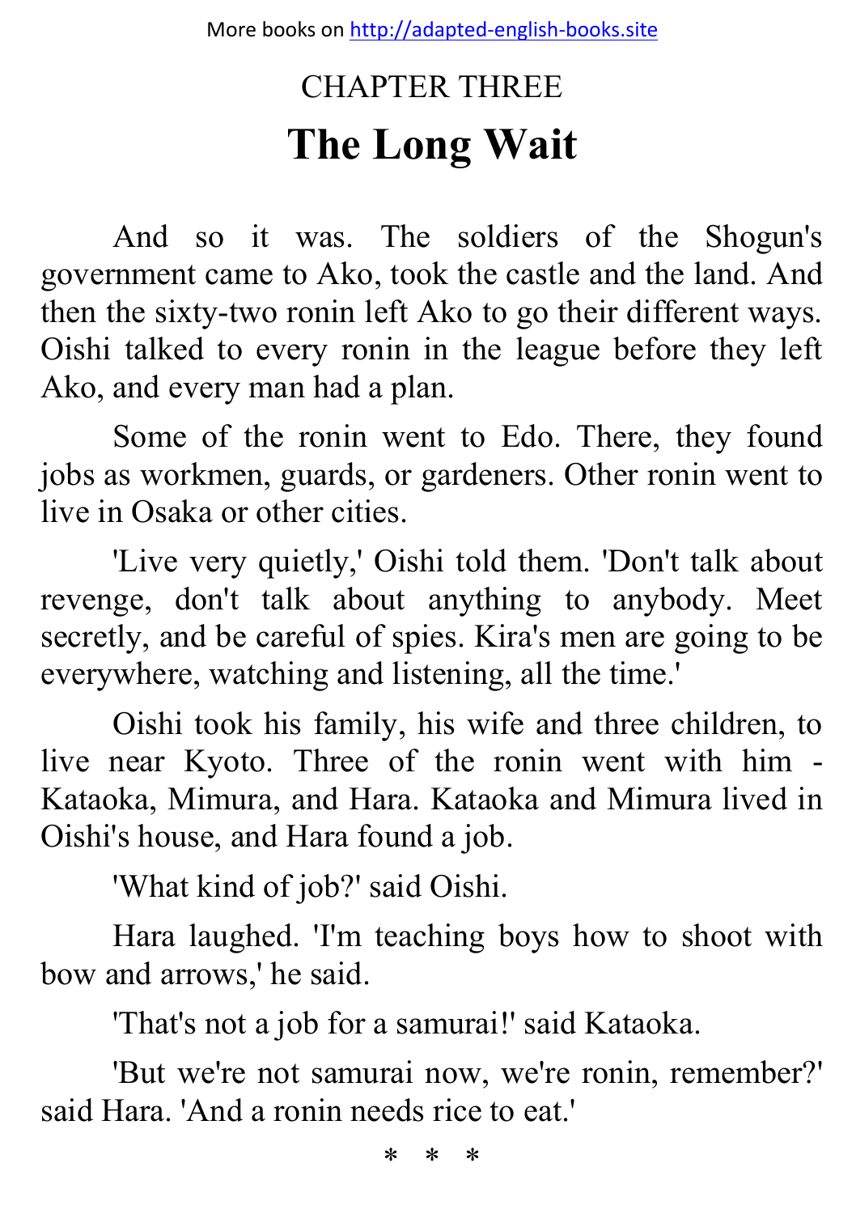## CHAPTER THREE

# The Long Wait

And so it was. The soldiers of the Shogun's government came to Ako, took the castle and the land. And then the sixty-two ronin left Ako to go their different ways. Oishi talked to every ronin in the league before they left Ako, and every man had a plan.

Some of the ronin went to Edo. There, they found jobs as workmen, guards, or gardeners. Other ronin went to live in Osaka or other cities.

'Live very quietly,' Oishi told them. 'Don't talk about revenge, don't talk about anything to anybody. Meet secretly, and be careful of spies. Kira's men are going to be everywhere, watching and listening, all the time.'

Oishi took his family, his wife and three children, to live near Kyoto. Three of the ronin went with him - Kataoka, Mimura, and Hara. Kataoka and Mimura lived in Oishi's house, and Hara found a job.

'What kind of job?' said Oishi.

Hara laughed. 'I'm teaching boys how to shoot with bow and arrows,' he said.

'That's not a job for a samurai!' said Kataoka.

'But we're not samurai now, we're ronin, remember?' said Hara. 'And a ronin needs rice to eat.'

\* \* \*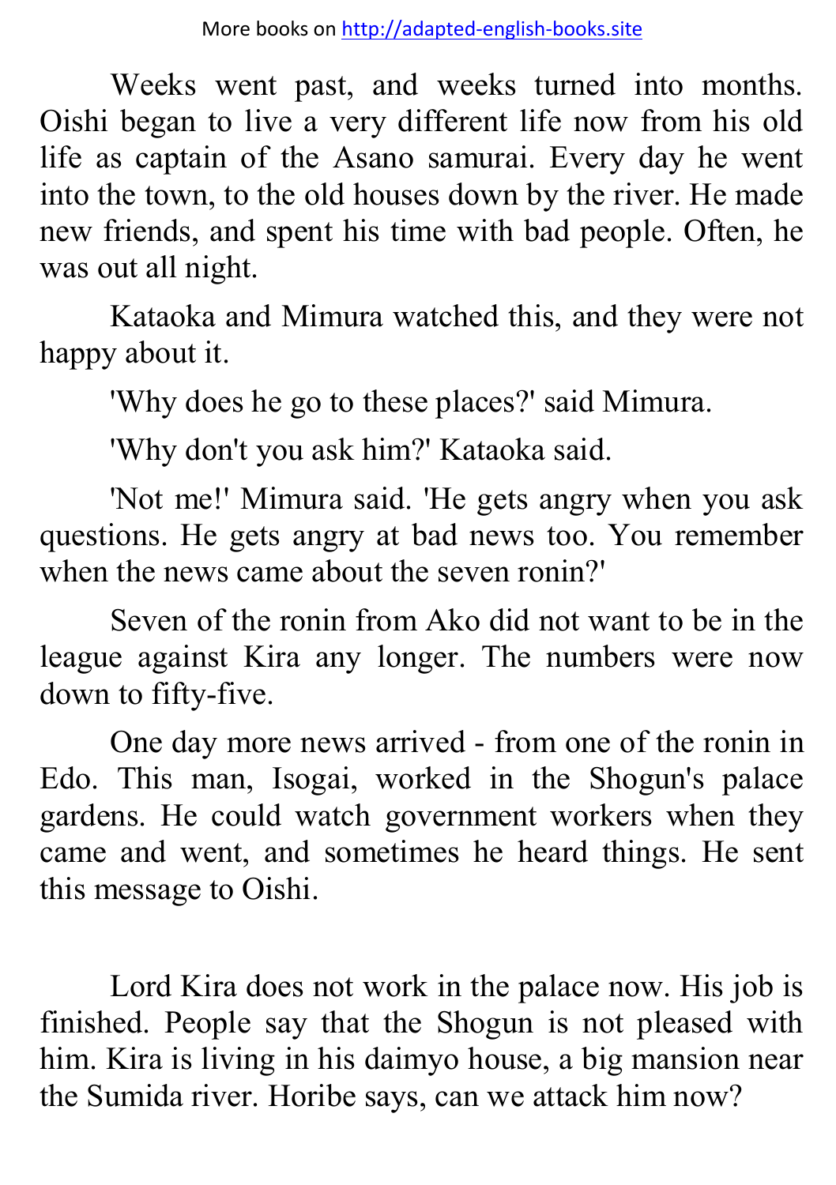Weeks went past, and weeks turned into months. Oishi began to live a very different life now from his old life as captain of the Asano samurai. Every day he went into the town, to the old houses down by the river. He made new friends, and spent his time with bad people. Often, he was out all night.

Kataoka and Mimura watched this, and they were not happy about it.

'Why does he go to these places?' said Mimura.

'Why don't you ask him?' Kataoka said.

'Not me!' Mimura said. 'He gets angry when you ask questions. He gets angry at bad news too. You remember when the news came about the seven ronin?'

Seven of the ronin from Ako did not want to be in the league against Kira any longer. The numbers were now down to fifty-five.

One day more news arrived - from one of the ronin in Edo. This man, Isogai, worked in the Shogun's palace gardens. He could watch government workers when they came and went, and sometimes he heard things. He sent this message to Oishi.

Lord Kira does not work in the palace now. His job is finished. People say that the Shogun is not pleased with him. Kira is living in his daimyo house, a big mansion near the Sumida river. Horibe says, can we attack him now?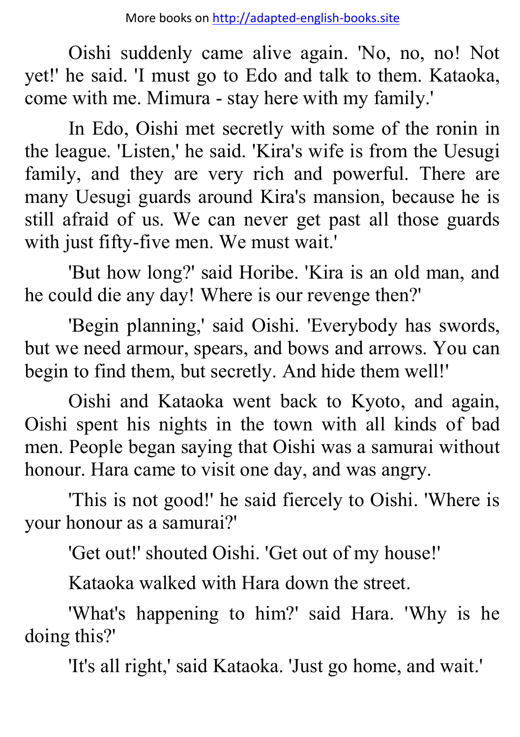Oishi suddenly came alive again. 'No, no, no! Not yet!' he said. 'I must go to Edo and talk to them. Kataoka, come with me. Mimura - stay here with my family.'

In Edo, Oishi met secretly with some of the ronin in the league. 'Listen,' he said. 'Kira's wife is from the Uesugi family, and they are very rich and powerful. There are many Uesugi guards around Kira's mansion, because he is still afraid of us. We can never get past all those guards with just fifty-five men. We must wait.'

'But how long?' said Horibe. 'Kira is an old man, and he could die any day! Where is our revenge then?'

'Begin planning,' said Oishi. 'Everybody has swords, but we need armour, spears, and bows and arrows. You can begin to find them, but secretly. And hide them well!'

Oishi and Kataoka went back to Kyoto, and again, Oishi spent his nights in the town with all kinds of bad men. People began saying that Oishi was a samurai without honour. Hara came to visit one day, and was angry.

'This is not good!' he said fiercely to Oishi. 'Where is your honour as a samurai?'

'Get out!' shouted Oishi. 'Get out of my house!'

Kataoka walked with Hara down the street.

'What's happening to him?' said Hara. 'Why is he doing this?'

'It's all right,' said Kataoka. 'Just go home, and wait.'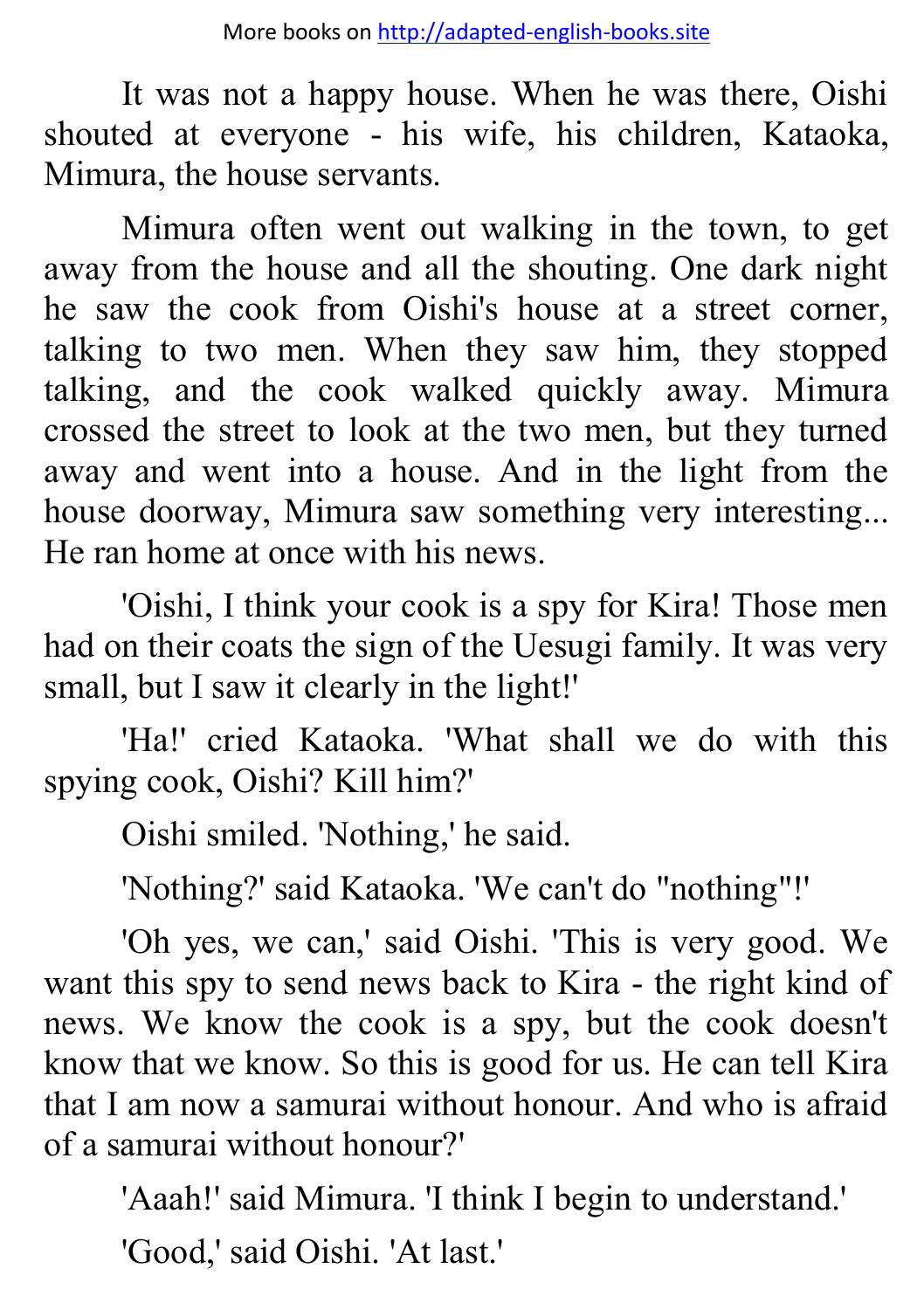It was not a happy house. When he was there, Oishi shouted at everyone - his wife, his children, Kataoka, Mimura, the house servants.

Mimura often went out walking in the town, to get away from the house and all the shouting. One dark night he saw the cook from Oishi's house at a street corner, talking to two men. When they saw him, they stopped talking, and the cook walked quickly away. Mimura crossed the street to look at the two men, but they turned away and went into a house. And in the light from the house doorway, Mimura saw something very interesting... He ran home at once with his news.

'Oishi, I think your cook is a spy for Kira! Those men had on their coats the sign of the Uesugi family. It was very small, but I saw it clearly in the light!'

'Ha!' cried Kataoka. 'What shall we do with this spying cook, Oishi? Kill him?'

Oishi smiled. 'Nothing,' he said.

'Nothing?' said Kataoka. 'We can't do "nothing"!'

'Oh yes, we can,' said Oishi. 'This is very good. We want this spy to send news back to Kira - the right kind of news. We know the cook is a spy, but the cook doesn't know that we know. So this is good for us. He can tell Kira that I am now a samurai without honour. And who is afraid of a samurai without honour?'

'Aaah!' said Mimura. 'I think I begin to understand.'

'Good,' said Oishi. 'At last.'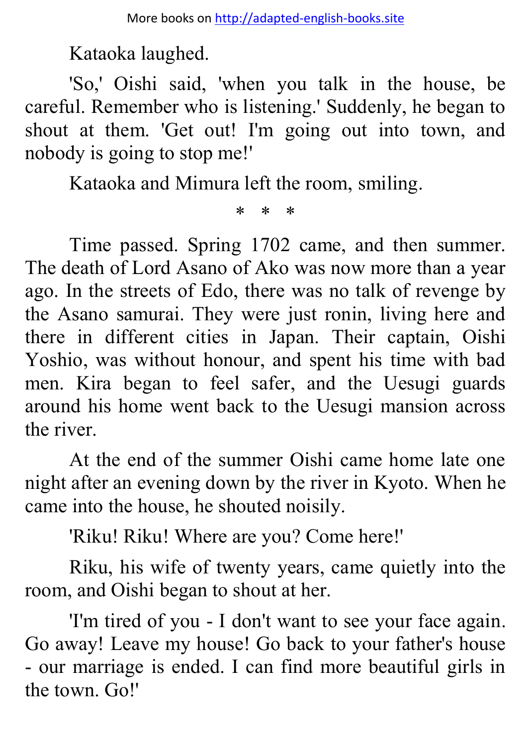Kataoka laughed.

'So,' Oishi said, 'when you talk in the house, be careful. Remember who is listening.' Suddenly, he began to shout at them. 'Get out! I'm going out into town, and nobody is going to stop me!'

Kataoka and Mimura left the room, smiling.

* * *

Time passed. Spring 1702 came, and then summer. The death of Lord Asano of Ako was now more than a year ago. In the streets of Edo, there was no talk of revenge by the Asano samurai. They were just ronin, living here and there in different cities in Japan. Their captain, Oishi Yoshio, was without honour, and spent his time with bad men. Kira began to feel safer, and the Uesugi guards around his home went back to the Uesugi mansion across the river.

At the end of the summer Oishi came home late one night after an evening down by the river in Kyoto. When he came into the house, he shouted noisily.

'Riku! Riku! Where are you? Come here!'

Riku, his wife of twenty years, came quietly into the room, and Oishi began to shout at her.

'I'm tired of you - I don't want to see your face again. Go away! Leave my house! Go back to your father's house - our marriage is ended. I can find more beautiful girls in the town. Go!'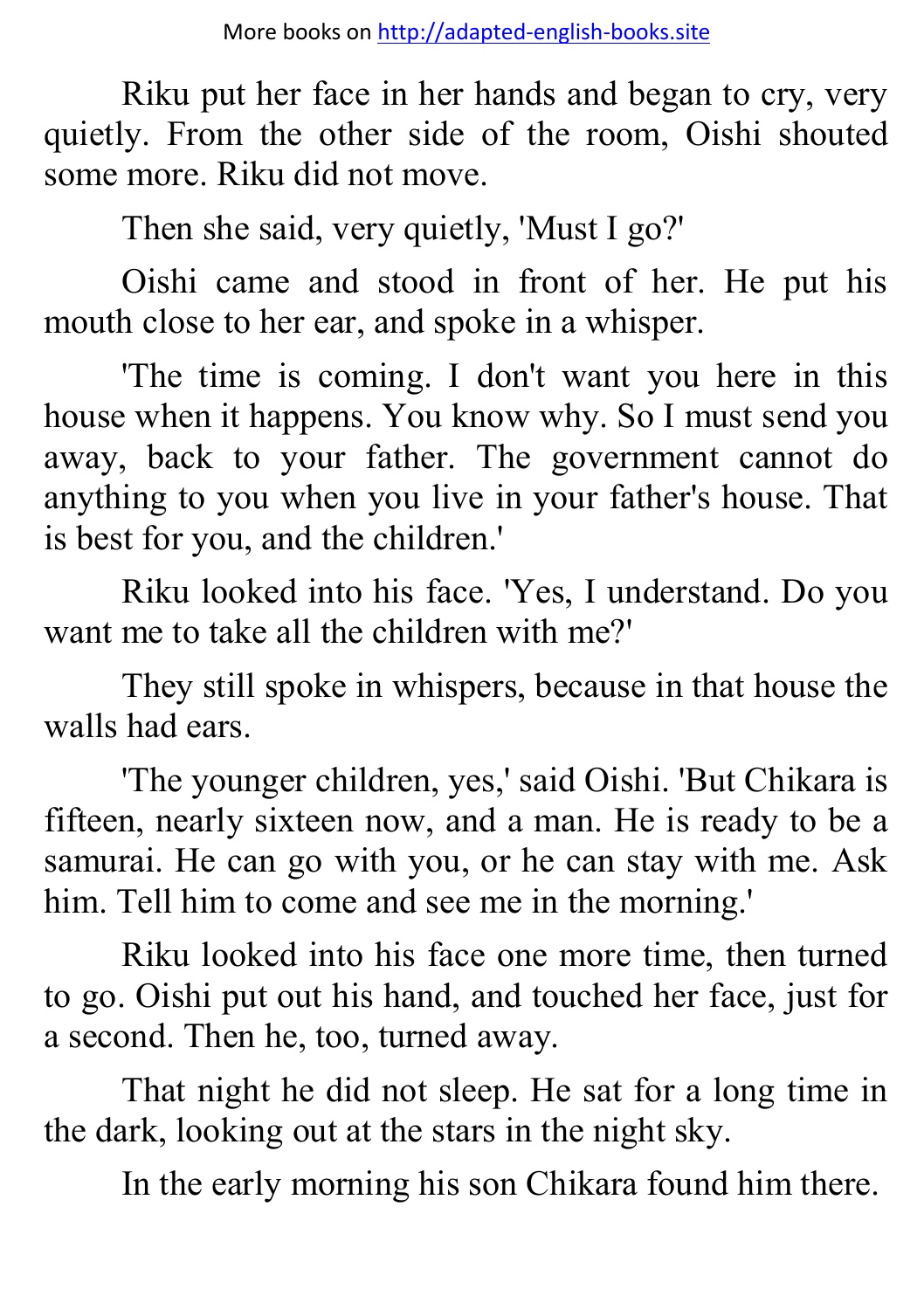Riku put her face in her hands and began to cry, very quietly. From the other side of the room, Oishi shouted some more. Riku did not move.

Then she said, very quietly, 'Must I go?'

Oishi came and stood in front of her. He put his mouth close to her ear, and spoke in a whisper.

'The time is coming. I don't want you here in this house when it happens. You know why. So I must send you away, back to your father. The government cannot do anything to you when you live in your father's house. That is best for you, and the children.'

Riku looked into his face. 'Yes, I understand. Do you want me to take all the children with me?'

They still spoke in whispers, because in that house the walls had ears.

'The younger children, yes,' said Oishi. 'But Chikara is fifteen, nearly sixteen now, and a man. He is ready to be a samurai. He can go with you, or he can stay with me. Ask him. Tell him to come and see me in the morning.'

Riku looked into his face one more time, then turned to go. Oishi put out his hand, and touched her face, just for a second. Then he, too, turned away.

That night he did not sleep. He sat for a long time in the dark, looking out at the stars in the night sky.

In the early morning his son Chikara found him there.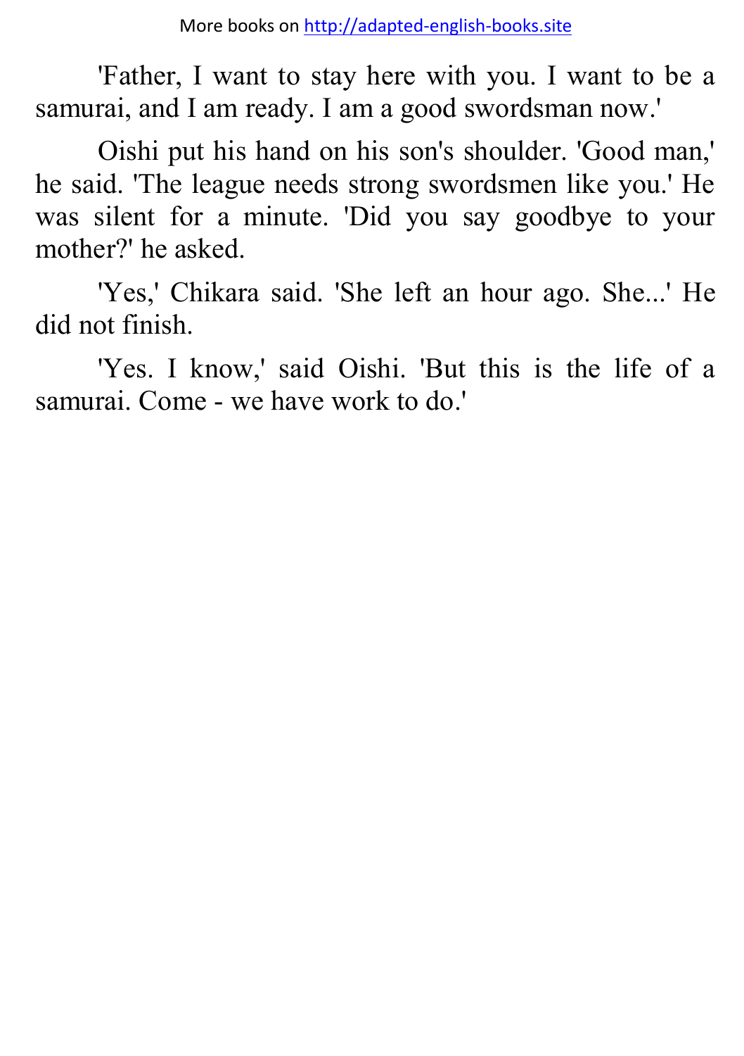'Father, I want to stay here with you. I want to be a samurai, and I am ready. I am a good swordsman now.'

Oishi put his hand on his son's shoulder. 'Good man,' he said. 'The league needs strong swordsmen like you.' He was silent for a minute. 'Did you say goodbye to your mother?' he asked.

'Yes,' Chikara said. 'She left an hour ago. She...' He did not finish.

'Yes. I know,' said Oishi. 'But this is the life of a samurai. Come - we have work to do.'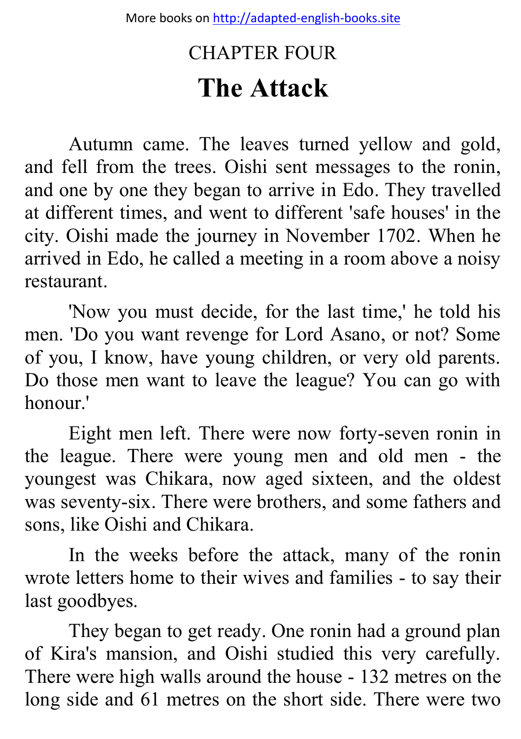## CHAPTER FOUR

# The Attack

Autumn came. The leaves turned yellow and gold, and fell from the trees. Oishi sent messages to the ronin, and one by one they began to arrive in Edo. They travelled at different times, and went to different 'safe houses' in the city. Oishi made the journey in November 1702. When he arrived in Edo, he called a meeting in a room above a noisy restaurant.

'Now you must decide, for the last time,' he told his men. 'Do you want revenge for Lord Asano, or not? Some of you, I know, have young children, or very old parents. Do those men want to leave the league? You can go with honour.'

Eight men left. There were now forty-seven ronin in the league. There were young men and old men - the youngest was Chikara, now aged sixteen, and the oldest was seventy-six. There were brothers, and some fathers and sons, like Oishi and Chikara.

In the weeks before the attack, many of the ronin wrote letters home to their wives and families - to say their last goodbyes.

They began to get ready. One ronin had a ground plan of Kira's mansion, and Oishi studied this very carefully. There were high walls around the house - 132 metres on the long side and 61 metres on the short side. There were two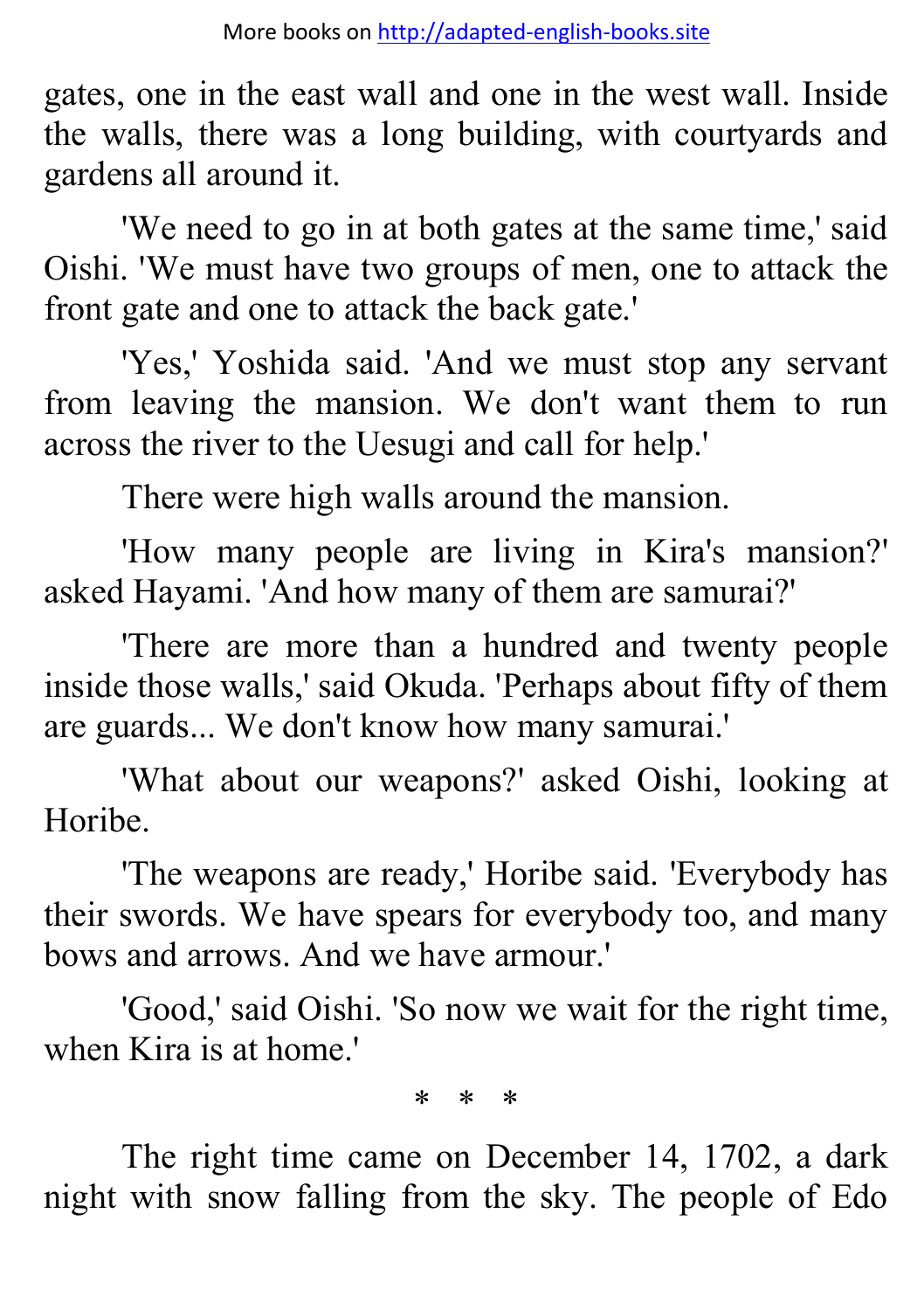gates, one in the east wall and one in the west wall. Inside the walls, there was a long building, with courtyards and gardens all around it.

'We need to go in at both gates at the same time,' said Oishi. 'We must have two groups of men, one to attack the front gate and one to attack the back gate.'

'Yes,' Yoshida said. 'And we must stop any servant from leaving the mansion. We don't want them to run across the river to the Uesugi and call for help.'

There were high walls around the mansion.

'How many people are living in Kira's mansion?' asked Hayami. 'And how many of them are samurai?'

'There are more than a hundred and twenty people inside those walls,' said Okuda. 'Perhaps about fifty of them are guards... We don't know how many samurai.'

'What about our weapons?' asked Oishi, looking at Horibe.

'The weapons are ready,' Horibe said. 'Everybody has their swords. We have spears for everybody too, and many bows and arrows. And we have armour.'

'Good,' said Oishi. 'So now we wait for the right time, when Kira is at home.'

\* \* \*

The right time came on December 14, 1702, a dark night with snow falling from the sky. The people of Edo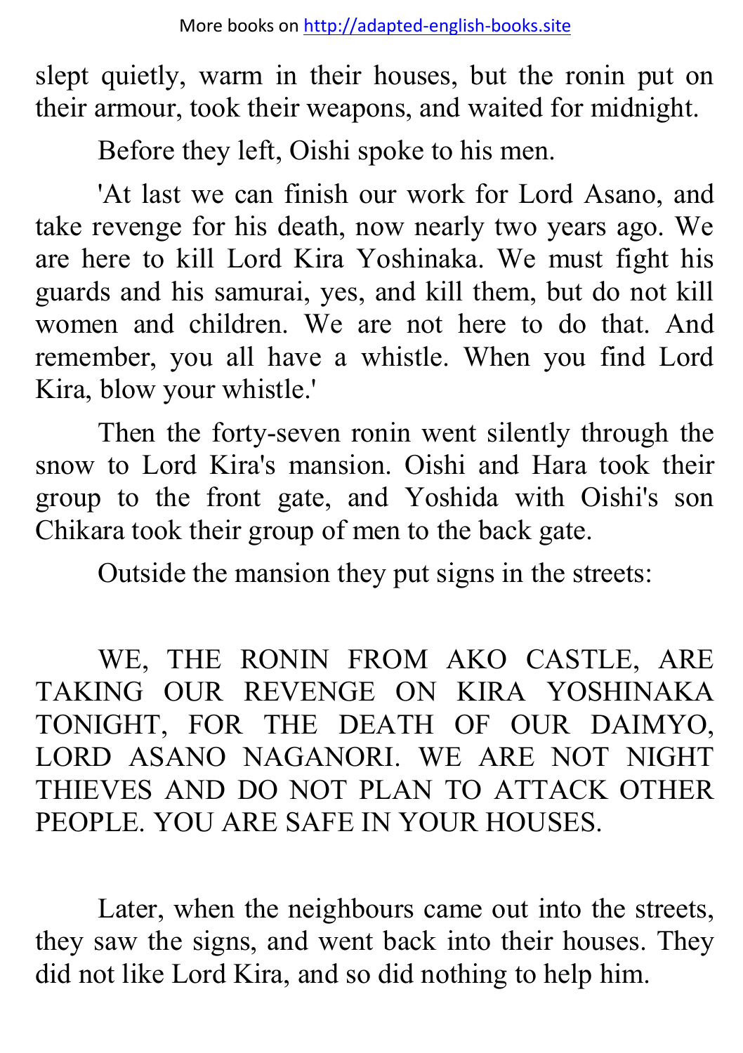slept quietly, warm in their houses, but the ronin put on their armour, took their weapons, and waited for midnight.

Before they left, Oishi spoke to his men.

'At last we can finish our work for Lord Asano, and take revenge for his death, now nearly two years ago. We are here to kill Lord Kira Yoshinaka. We must fight his guards and his samurai, yes, and kill them, but do not kill women and children. We are not here to do that. And remember, you all have a whistle. When you find Lord Kira, blow your whistle.'

Then the forty-seven ronin went silently through the snow to Lord Kira's mansion. Oishi and Hara took their group to the front gate, and Yoshida with Oishi's son Chikara took their group of men to the back gate.

Outside the mansion they put signs in the streets:

WE, THE RONIN FROM AKO CASTLE, ARE TAKING OUR REVENGE ON KIRA YOSHINAKA TONIGHT, FOR THE DEATH OF OUR DAIMYO, LORD ASANO NAGANORI. WE ARE NOT NIGHT THIEVES AND DO NOT PLAN TO ATTACK OTHER PEOPLE. YOU ARE SAFE IN YOUR HOUSES.

Later, when the neighbours came out into the streets, they saw the signs, and went back into their houses. They did not like Lord Kira, and so did nothing to help him.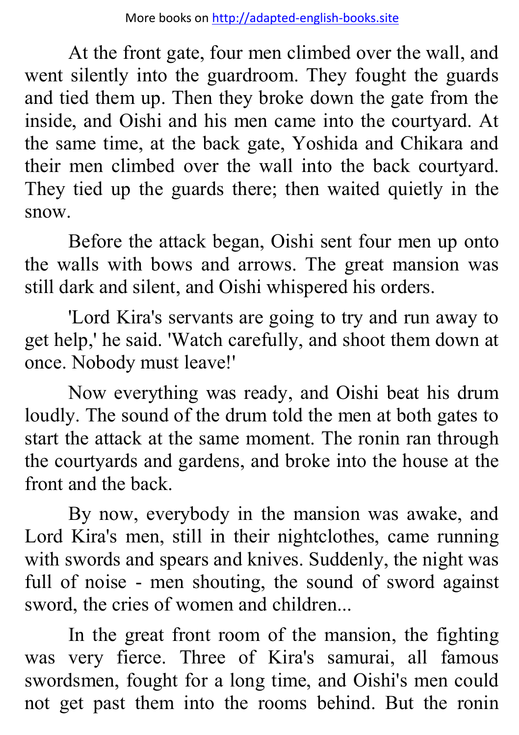At the front gate, four men climbed over the wall, and went silently into the guardroom. They fought the guards and tied them up. Then they broke down the gate from the inside, and Oishi and his men came into the courtyard. At the same time, at the back gate, Yoshida and Chikara and their men climbed over the wall into the back courtyard. They tied up the guards there; then waited quietly in the snow.

Before the attack began, Oishi sent four men up onto the walls with bows and arrows. The great mansion was still dark and silent, and Oishi whispered his orders.

'Lord Kira's servants are going to try and run away to get help,' he said. 'Watch carefully, and shoot them down at once. Nobody must leave!'

Now everything was ready, and Oishi beat his drum loudly. The sound of the drum told the men at both gates to start the attack at the same moment. The ronin ran through the courtyards and gardens, and broke into the house at the front and the back.

By now, everybody in the mansion was awake, and Lord Kira's men, still in their nightclothes, came running with swords and spears and knives. Suddenly, the night was full of noise - men shouting, the sound of sword against sword, the cries of women and children...

In the great front room of the mansion, the fighting was very fierce. Three of Kira's samurai, all famous swordsmen, fought for a long time, and Oishi's men could not get past them into the rooms behind. But the ronin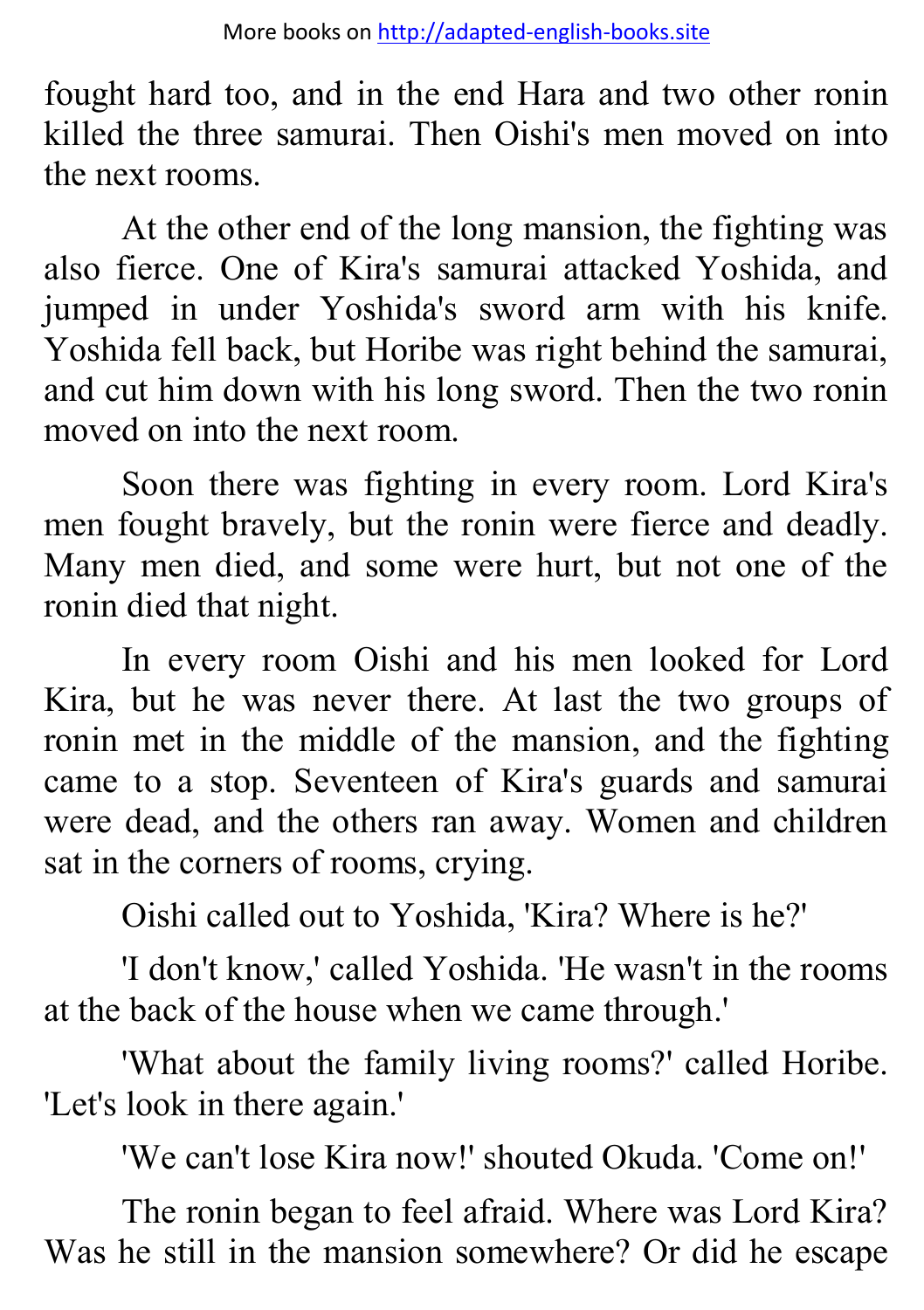fought hard too, and in the end Hara and two other ronin killed the three samurai. Then Oishi's men moved on into the next rooms.

At the other end of the long mansion, the fighting was also fierce. One of Kira's samurai attacked Yoshida, and jumped in under Yoshida's sword arm with his knife. Yoshida fell back, but Horibe was right behind the samurai, and cut him down with his long sword. Then the two ronin moved on into the next room.

Soon there was fighting in every room. Lord Kira's men fought bravely, but the ronin were fierce and deadly. Many men died, and some were hurt, but not one of the ronin died that night.

In every room Oishi and his men looked for Lord Kira, but he was never there. At last the two groups of ronin met in the middle of the mansion, and the fighting came to a stop. Seventeen of Kira's guards and samurai were dead, and the others ran away. Women and children sat in the corners of rooms, crying.

Oishi called out to Yoshida, 'Kira? Where is he?'

'I don't know,' called Yoshida. 'He wasn't in the rooms at the back of the house when we came through.'

'What about the family living rooms?' called Horibe. 'Let's look in there again.'

'We can't lose Kira now!' shouted Okuda. 'Come on!'

The ronin began to feel afraid. Where was Lord Kira? Was he still in the mansion somewhere? Or did he escape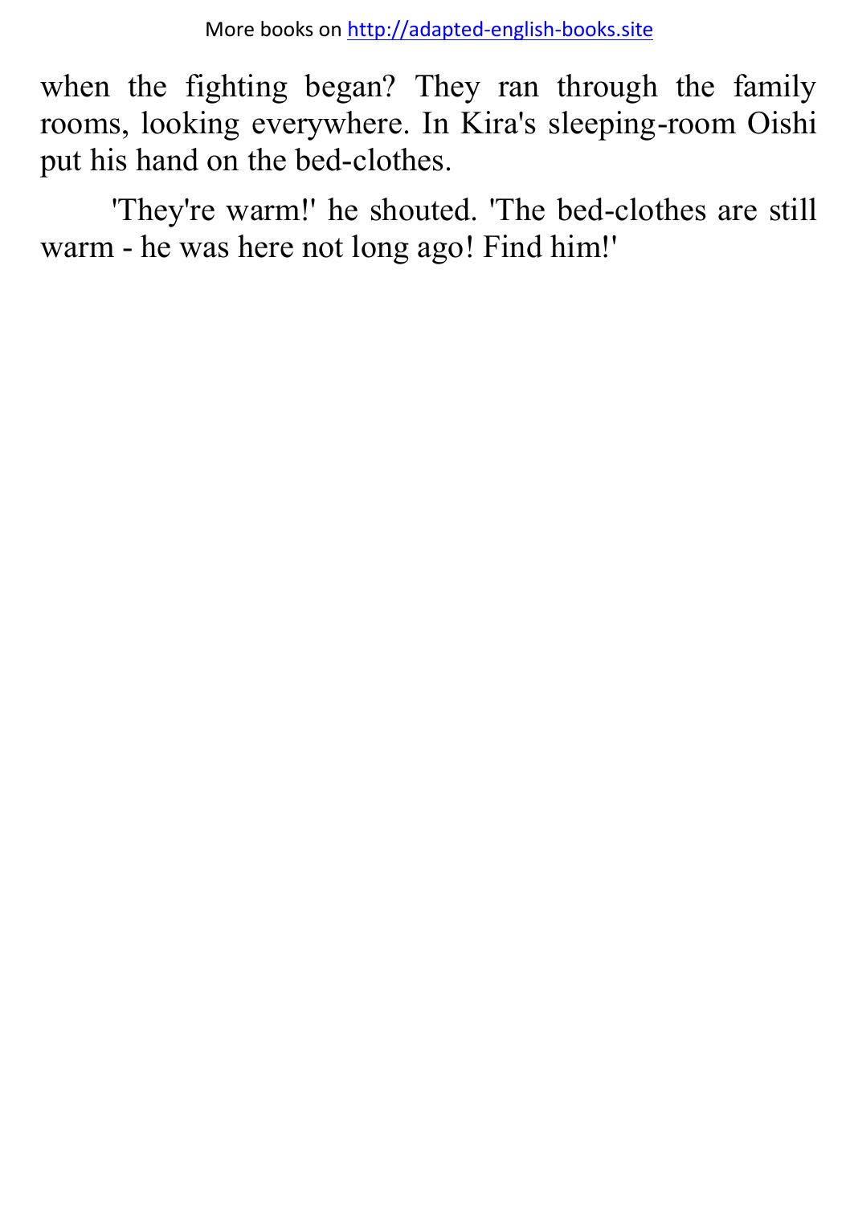when the fighting began? They ran through the family rooms, looking everywhere. In Kira's sleeping-room Oishi put his hand on the bed-clothes.

'They're warm!' he shouted. 'The bed-clothes are still warm - he was here not long ago! Find him!'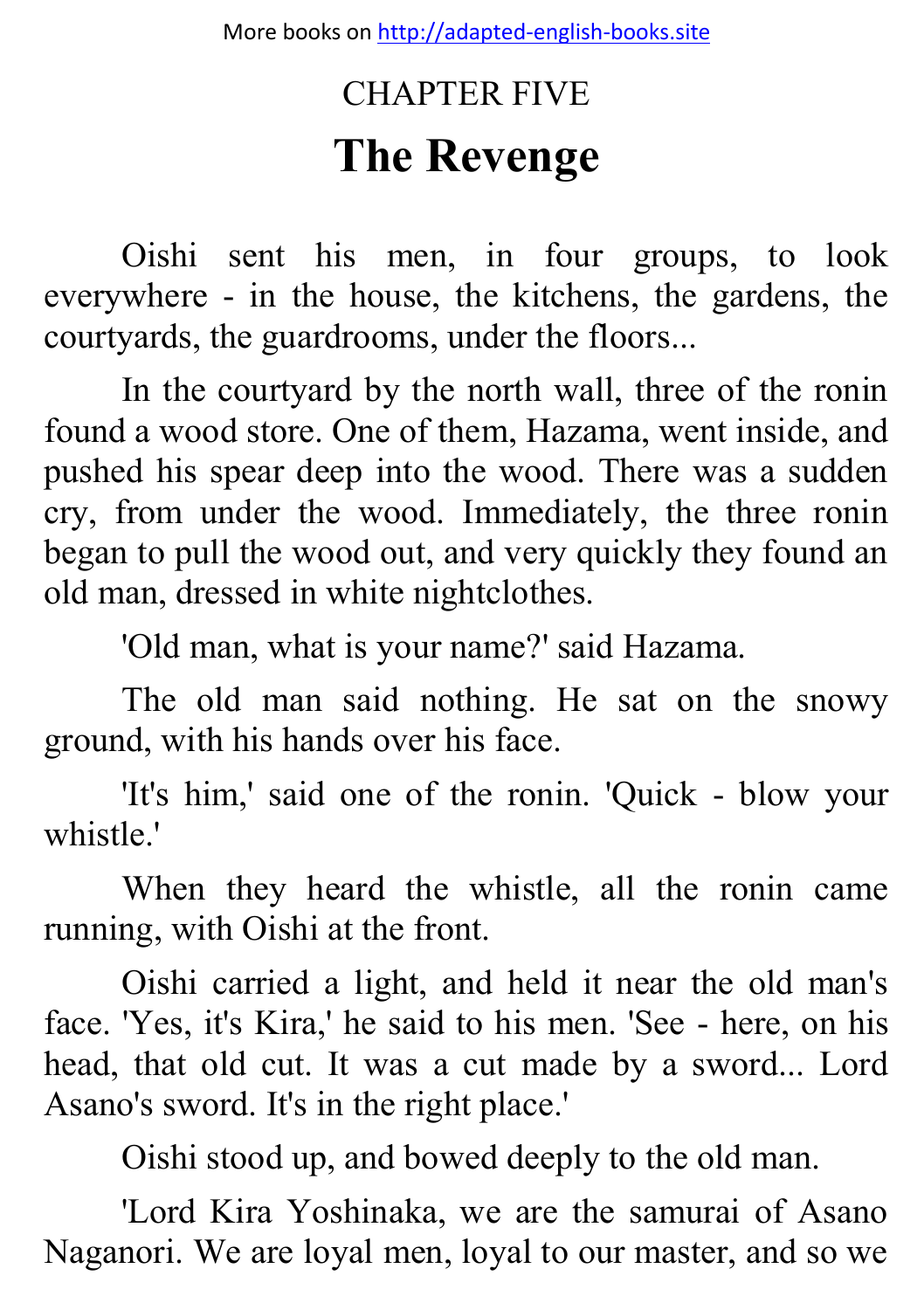CHAPTER FIVE

# The Revenge

Oishi sent his men, in four groups, to look everywhere - in the house, the kitchens, the gardens, the courtyards, the guardrooms, under the floors...

In the courtyard by the north wall, three of the ronin found a wood store. One of them, Hazama, went inside, and pushed his spear deep into the wood. There was a sudden cry, from under the wood. Immediately, the three ronin began to pull the wood out, and very quickly they found an old man, dressed in white nightclothes.

'Old man, what is your name?' said Hazama.

The old man said nothing. He sat on the snowy ground, with his hands over his face.

'It's him,' said one of the ronin. 'Quick - blow your whistle.'

When they heard the whistle, all the ronin came running, with Oishi at the front.

Oishi carried a light, and held it near the old man's face. 'Yes, it's Kira,' he said to his men. 'See - here, on his head, that old cut. It was a cut made by a sword... Lord Asano's sword. It's in the right place.'

Oishi stood up, and bowed deeply to the old man.

'Lord Kira Yoshinaka, we are the samurai of Asano Naganori. We are loyal men, loyal to our master, and so we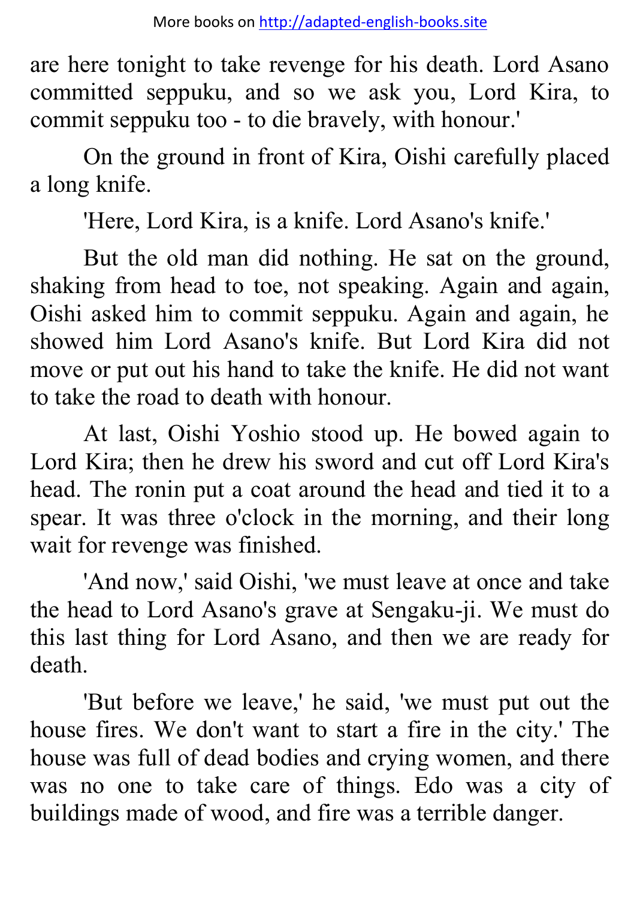are here tonight to take revenge for his death. Lord Asano committed seppuku, and so we ask you, Lord Kira, to commit seppuku too - to die bravely, with honour.'

On the ground in front of Kira, Oishi carefully placed a long knife.

'Here, Lord Kira, is a knife. Lord Asano's knife.'

But the old man did nothing. He sat on the ground, shaking from head to toe, not speaking. Again and again, Oishi asked him to commit seppuku. Again and again, he showed him Lord Asano's knife. But Lord Kira did not move or put out his hand to take the knife. He did not want to take the road to death with honour.

At last, Oishi Yoshio stood up. He bowed again to Lord Kira; then he drew his sword and cut off Lord Kira's head. The ronin put a coat around the head and tied it to a spear. It was three o'clock in the morning, and their long wait for revenge was finished.

'And now,' said Oishi, 'we must leave at once and take the head to Lord Asano's grave at Sengaku-ji. We must do this last thing for Lord Asano, and then we are ready for death.

'But before we leave,' he said, 'we must put out the house fires. We don't want to start a fire in the city.' The house was full of dead bodies and crying women, and there was no one to take care of things. Edo was a city of buildings made of wood, and fire was a terrible danger.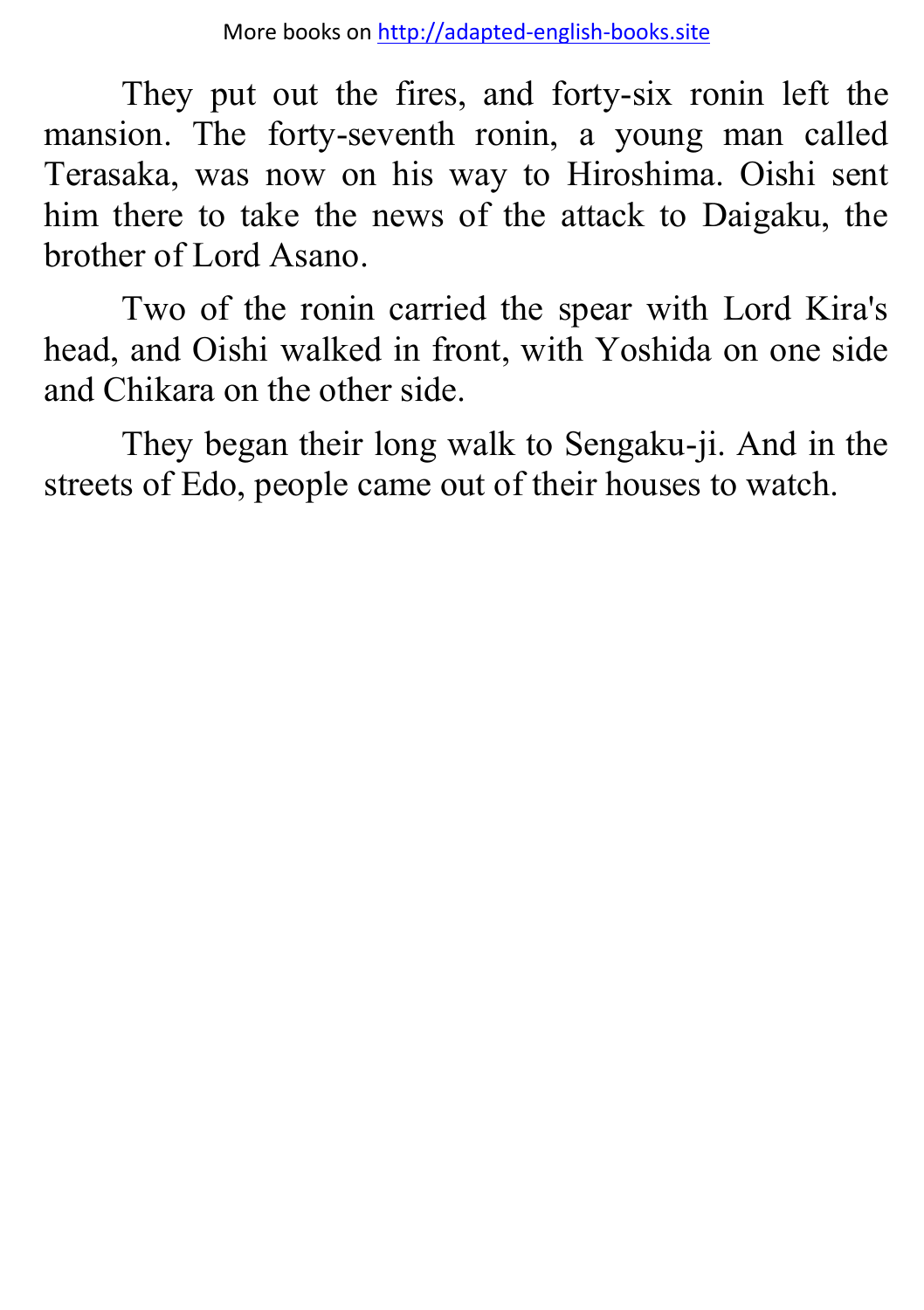They put out the fires, and forty-six ronin left the mansion. The forty-seventh ronin, a young man called Terasaka, was now on his way to Hiroshima. Oishi sent him there to take the news of the attack to Daigaku, the brother of Lord Asano.

Two of the ronin carried the spear with Lord Kira's head, and Oishi walked in front, with Yoshida on one side and Chikara on the other side.

They began their long walk to Sengaku-ji. And in the streets of Edo, people came out of their houses to watch.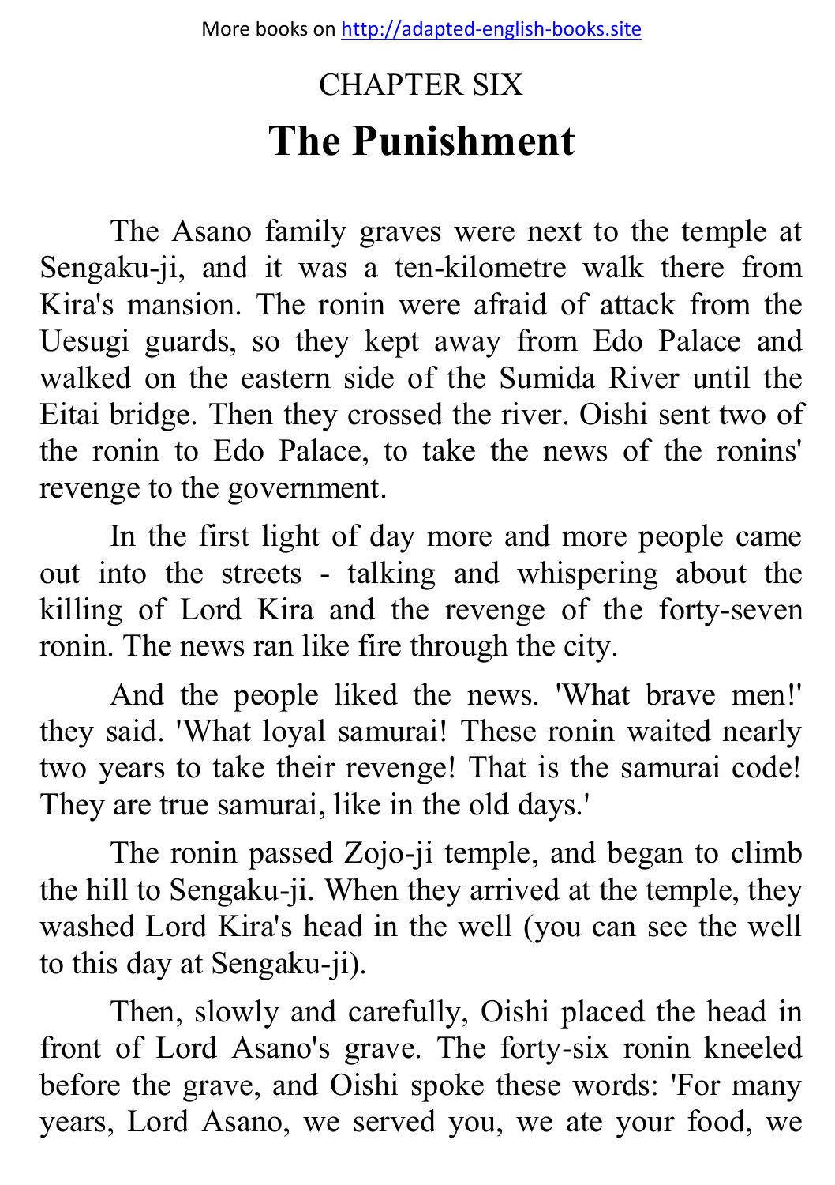# CHAPTER SIX

# The Punishment

The Asano family graves were next to the temple at Sengaku-ji, and it was a ten-kilometre walk there from Kira's mansion. The ronin were afraid of attack from the Uesugi guards, so they kept away from Edo Palace and walked on the eastern side of the Sumida River until the Eitai bridge. Then they crossed the river. Oishi sent two of the ronin to Edo Palace, to take the news of the ronins' revenge to the government.

In the first light of day more and more people came out into the streets - talking and whispering about the killing of Lord Kira and the revenge of the forty-seven ronin. The news ran like fire through the city.

And the people liked the news. 'What brave men!' they said. 'What loyal samurai! These ronin waited nearly two years to take their revenge! That is the samurai code! They are true samurai, like in the old days.'

The ronin passed Zojo-ji temple, and began to climb the hill to Sengaku-ji. When they arrived at the temple, they washed Lord Kira's head in the well (you can see the well to this day at Sengaku-ji).

Then, slowly and carefully, Oishi placed the head in front of Lord Asano's grave. The forty-six ronin kneeled before the grave, and Oishi spoke these words: 'For many years, Lord Asano, we served you, we ate your food, we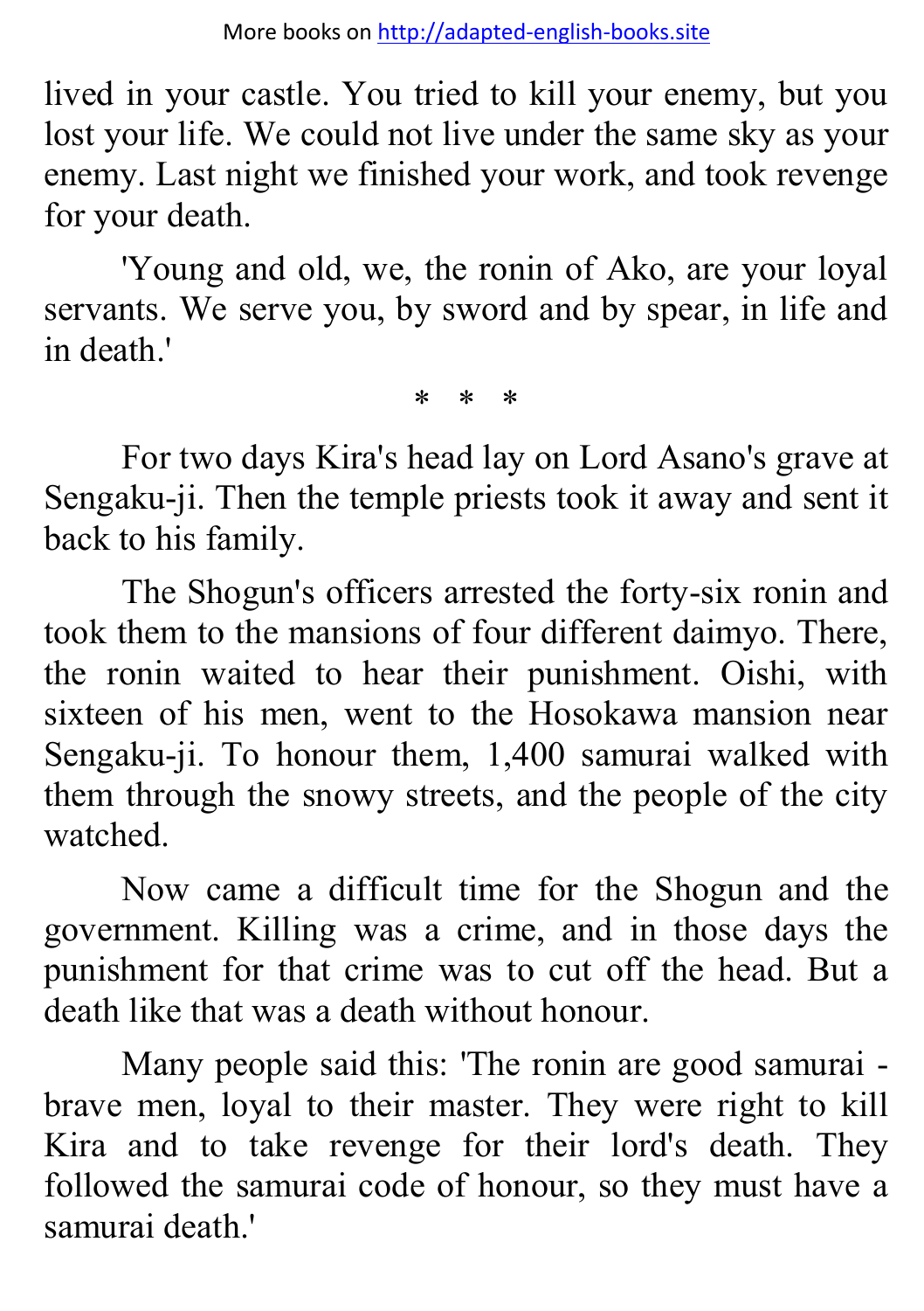lived in your castle. You tried to kill your enemy, but you lost your life. We could not live under the same sky as your enemy. Last night we finished your work, and took revenge for your death.

'Young and old, we, the ronin of Ako, are your loyal servants. We serve you, by sword and by spear, in life and in death.'

\* \* \*

For two days Kira's head lay on Lord Asano's grave at Sengaku-ji. Then the temple priests took it away and sent it back to his family.

The Shogun's officers arrested the forty-six ronin and took them to the mansions of four different daimyo. There, the ronin waited to hear their punishment. Oishi, with sixteen of his men, went to the Hosokawa mansion near Sengaku-ji. To honour them, 1,400 samurai walked with them through the snowy streets, and the people of the city watched.

Now came a difficult time for the Shogun and the government. Killing was a crime, and in those days the punishment for that crime was to cut off the head. But a death like that was a death without honour.

Many people said this: 'The ronin are good samurai - brave men, loyal to their master. They were right to kill Kira and to take revenge for their lord's death. They followed the samurai code of honour, so they must have a samurai death.'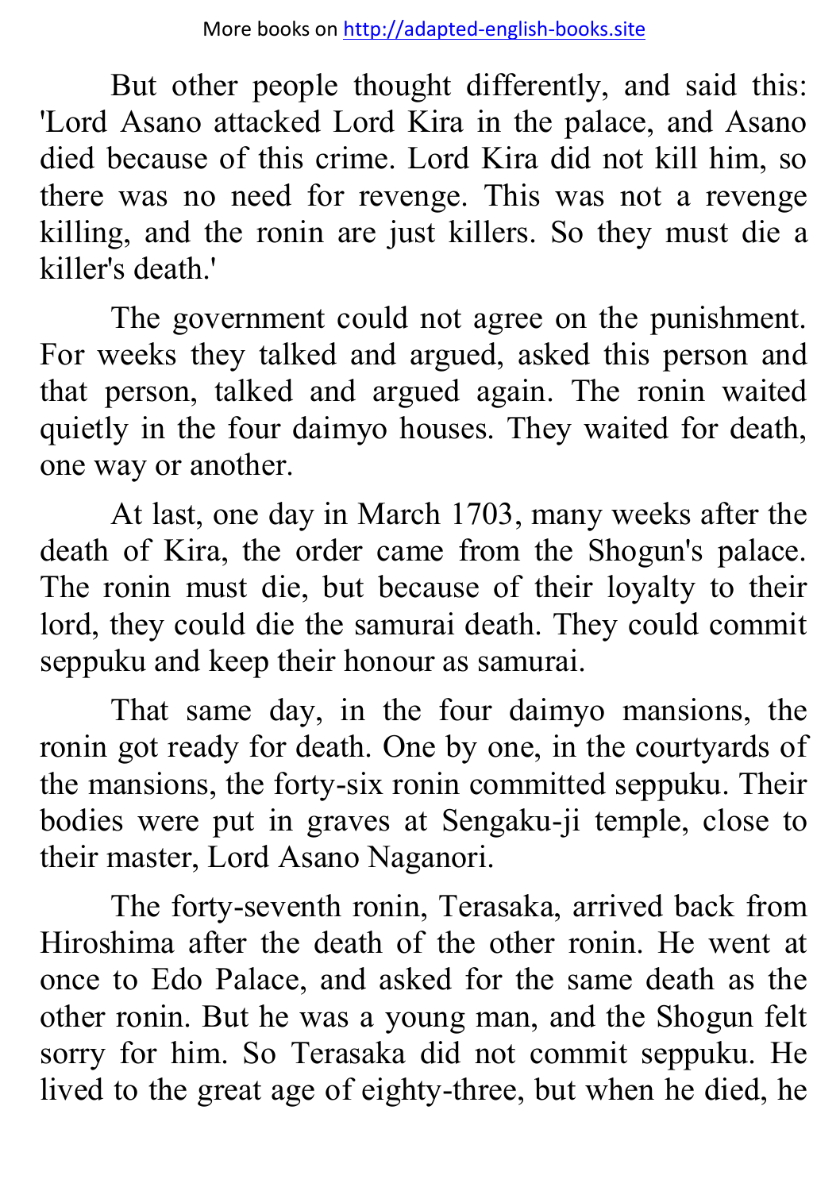But other people thought differently, and said this: 'Lord Asano attacked Lord Kira in the palace, and Asano died because of this crime. Lord Kira did not kill him, so there was no need for revenge. This was not a revenge killing, and the ronin are just killers. So they must die a killer's death.'

The government could not agree on the punishment. For weeks they talked and argued, asked this person and that person, talked and argued again. The ronin waited quietly in the four daimyo houses. They waited for death, one way or another.

At last, one day in March 1703, many weeks after the death of Kira, the order came from the Shogun's palace. The ronin must die, but because of their loyalty to their lord, they could die the samurai death. They could commit seppuku and keep their honour as samurai.

That same day, in the four daimyo mansions, the ronin got ready for death. One by one, in the courtyards of the mansions, the forty-six ronin committed seppuku. Their bodies were put in graves at Sengaku-ji temple, close to their master, Lord Asano Naganori.

The forty-seventh ronin, Terasaka, arrived back from Hiroshima after the death of the other ronin. He went at once to Edo Palace, and asked for the same death as the other ronin. But he was a young man, and the Shogun felt sorry for him. So Terasaka did not commit seppuku. He lived to the great age of eighty-three, but when he died, he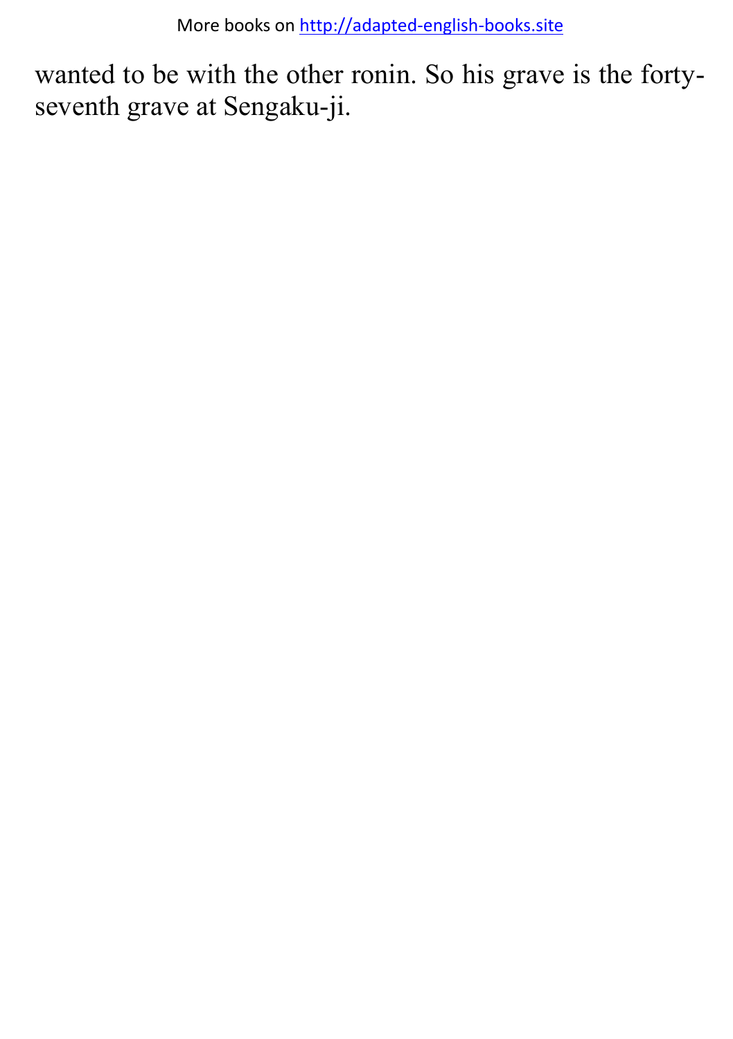wanted to be with the other ronin. So his grave is the forty-seventh grave at Sengaku-ji.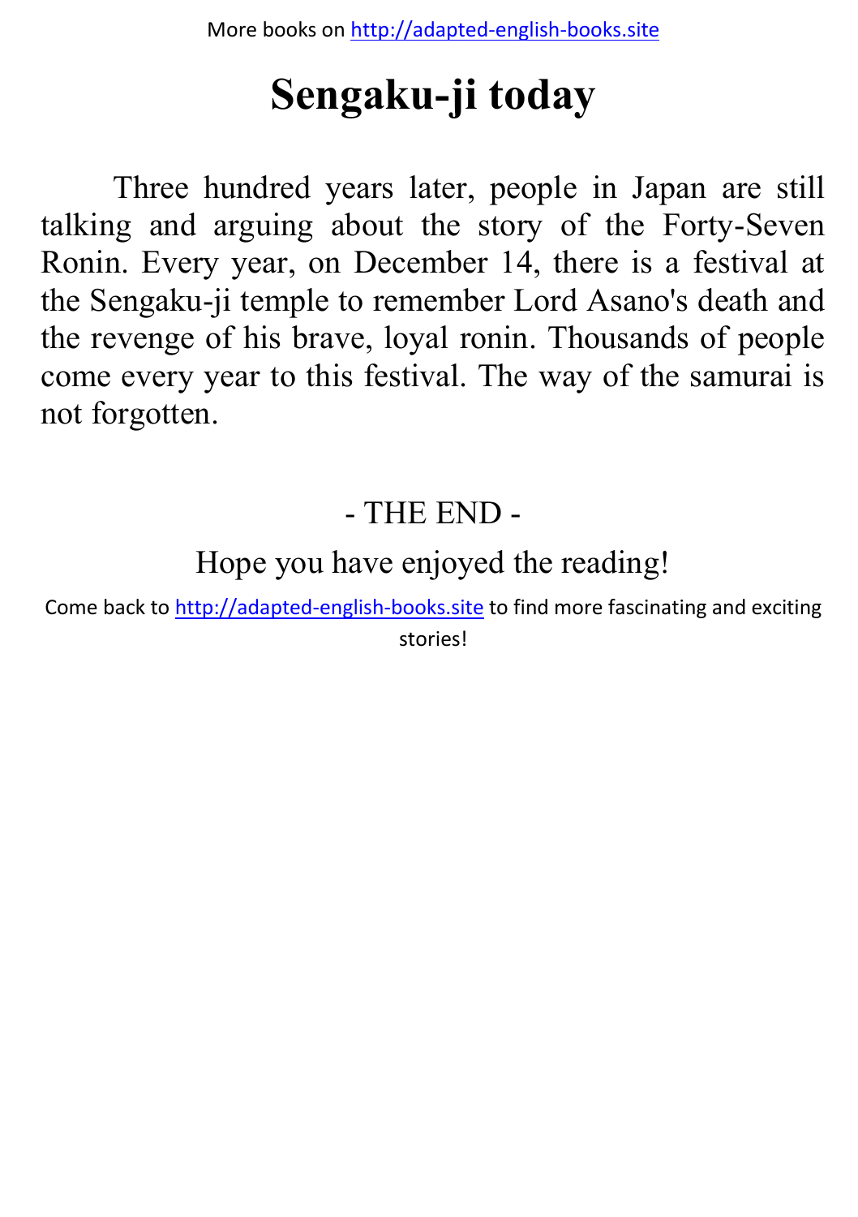# Sengaku-ji today

Three hundred years later, people in Japan are still talking and arguing about the story of the Forty-Seven Ronin. Every year, on December 14, there is a festival at the Sengaku-ji temple to remember Lord Asano's death and the revenge of his brave, loyal ronin. Thousands of people come every year to this festival. The way of the samurai is not forgotten.

- THE END -

Hope you have enjoyed the reading!

Come back to http://adapted-english-books.site to find more fascinating and exciting stories!